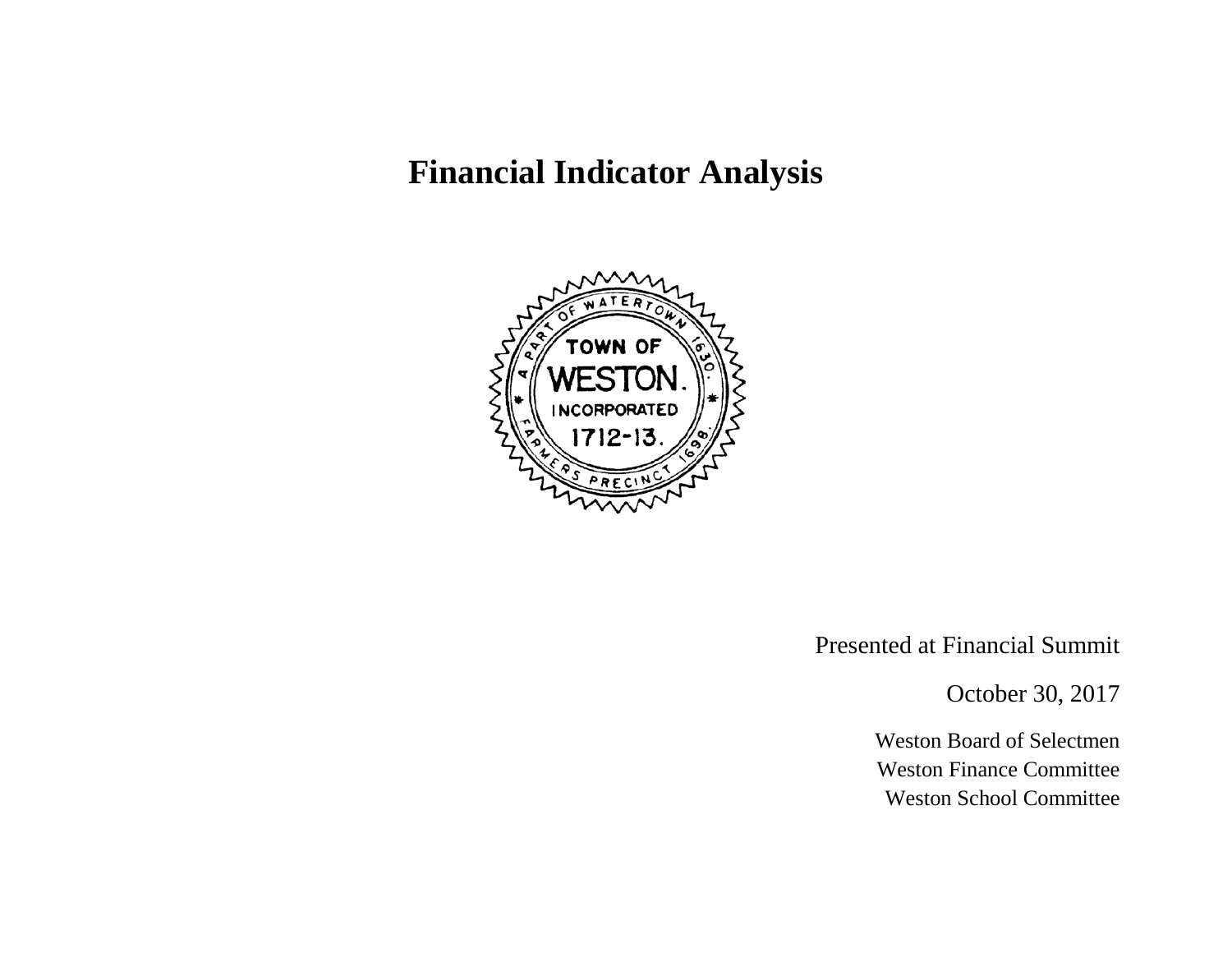# Financial Indicator Analysis

Presented at Financial Summit

October 30, 2017

Weston Board of Selectmen
Weston Finance Committee
Weston School Committee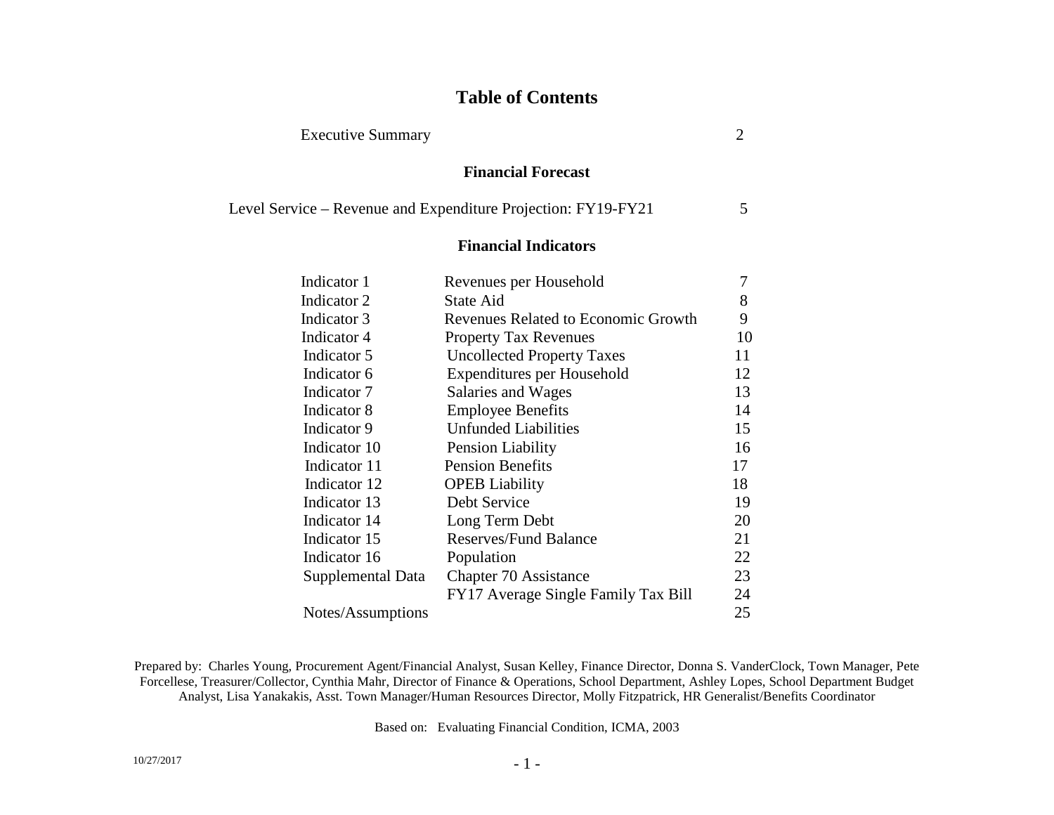# Table of Contents

| | | |
|---|---|---|
| Executive Summary | | 2 |

## Financial Forecast

| | |
|---|---|
| Level Service – Revenue and Expenditure Projection: FY19-FY21 | 5 |

## Financial Indicators

| | | |
|---|---|---|
| Indicator 1 | Revenues per Household | 7 |
| Indicator 2 | State Aid | 8 |
| Indicator 3 | Revenues Related to Economic Growth | 9 |
| Indicator 4 | Property Tax Revenues | 10 |
| Indicator 5 | Uncollected Property Taxes | 11 |
| Indicator 6 | Expenditures per Household | 12 |
| Indicator 7 | Salaries and Wages | 13 |
| Indicator 8 | Employee Benefits | 14 |
| Indicator 9 | Unfunded Liabilities | 15 |
| Indicator 10 | Pension Liability | 16 |
| Indicator 11 | Pension Benefits | 17 |
| Indicator 12 | OPEB Liability | 18 |
| Indicator 13 | Debt Service | 19 |
| Indicator 14 | Long Term Debt | 20 |
| Indicator 15 | Reserves/Fund Balance | 21 |
| Indicator 16 | Population | 22 |
| Supplemental Data | Chapter 70 Assistance | 23 |
| | FY17 Average Single Family Tax Bill | 24 |
| Notes/Assumptions | | 25 |

Prepared by: Charles Young, Procurement Agent/Financial Analyst, Susan Kelley, Finance Director, Donna S. VanderClock, Town Manager, Pete Forcellese, Treasurer/Collector, Cynthia Mahr, Director of Finance & Operations, School Department, Ashley Lopes, School Department Budget Analyst, Lisa Yanakakis, Asst. Town Manager/Human Resources Director, Molly Fitzpatrick, HR Generalist/Benefits Coordinator

Based on: Evaluating Financial Condition, ICMA, 2003

10/27/2017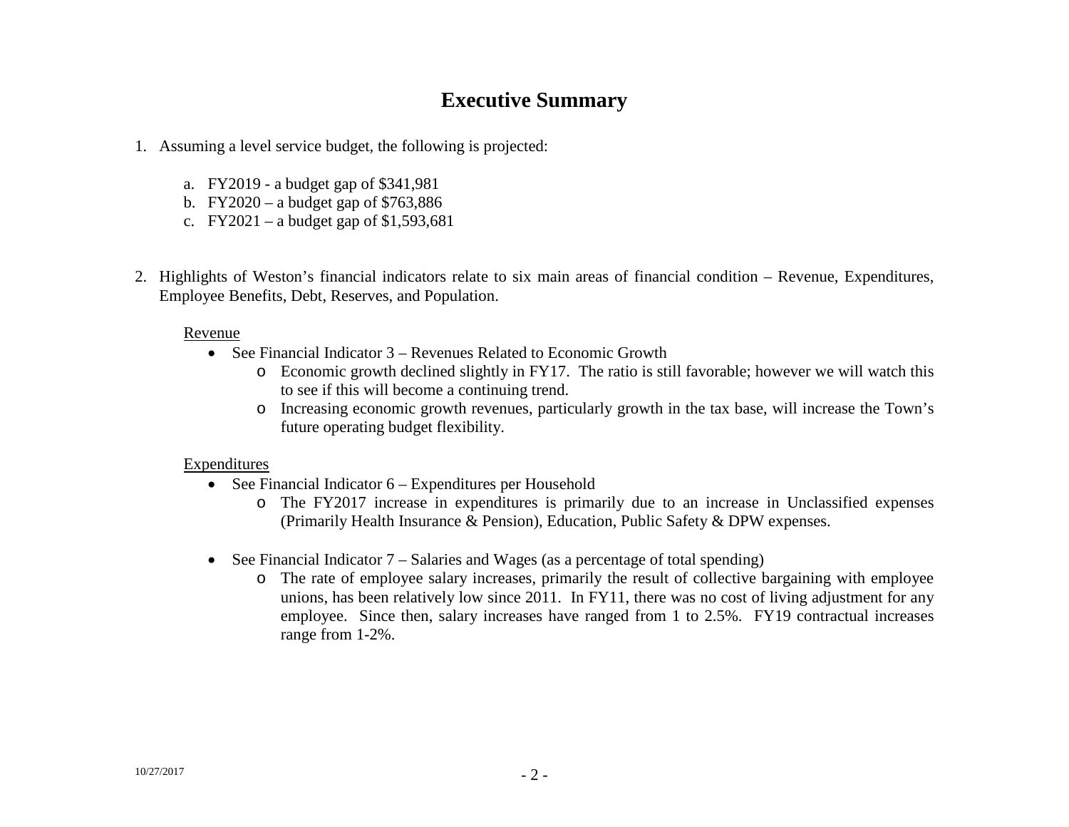# Executive Summary

1. Assuming a level service budget, the following is projected:

    a. FY2019 - a budget gap of $341,981
    b. FY2020 – a budget gap of $763,886
    c. FY2021 – a budget gap of $1,593,681

2. Highlights of Weston's financial indicators relate to six main areas of financial condition – Revenue, Expenditures, Employee Benefits, Debt, Reserves, and Population.

    <u>Revenue</u>

    - See Financial Indicator 3 – Revenues Related to Economic Growth
        - Economic growth declined slightly in FY17. The ratio is still favorable; however we will watch this to see if this will become a continuing trend.
        - Increasing economic growth revenues, particularly growth in the tax base, will increase the Town's future operating budget flexibility.

    <u>Expenditures</u>

    - See Financial Indicator 6 – Expenditures per Household
        - The FY2017 increase in expenditures is primarily due to an increase in Unclassified expenses (Primarily Health Insurance & Pension), Education, Public Safety & DPW expenses.

    - See Financial Indicator 7 – Salaries and Wages (as a percentage of total spending)
        - The rate of employee salary increases, primarily the result of collective bargaining with employee unions, has been relatively low since 2011. In FY11, there was no cost of living adjustment for any employee. Since then, salary increases have ranged from 1 to 2.5%. FY19 contractual increases range from 1-2%.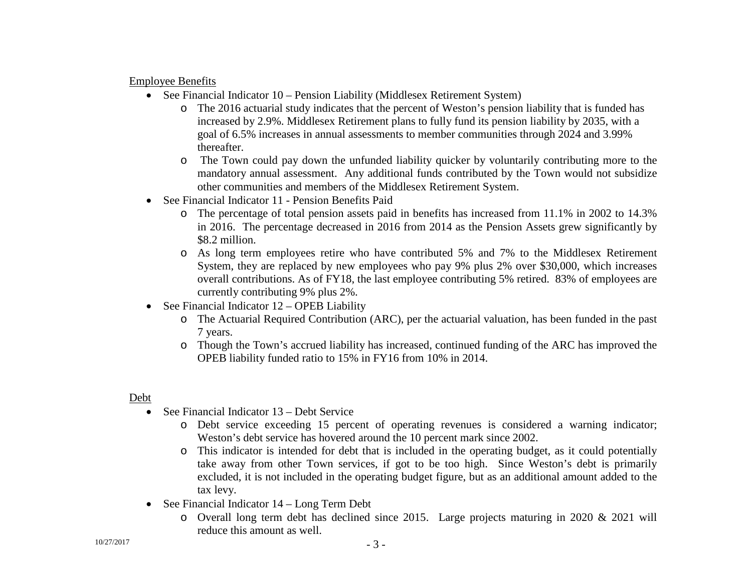Employee Benefits

- See Financial Indicator 10 – Pension Liability (Middlesex Retirement System)
  - The 2016 actuarial study indicates that the percent of Weston's pension liability that is funded has increased by 2.9%. Middlesex Retirement plans to fully fund its pension liability by 2035, with a goal of 6.5% increases in annual assessments to member communities through 2024 and 3.99% thereafter.
  - The Town could pay down the unfunded liability quicker by voluntarily contributing more to the mandatory annual assessment. Any additional funds contributed by the Town would not subsidize other communities and members of the Middlesex Retirement System.
- See Financial Indicator 11 - Pension Benefits Paid
  - The percentage of total pension assets paid in benefits has increased from 11.1% in 2002 to 14.3% in 2016. The percentage decreased in 2016 from 2014 as the Pension Assets grew significantly by \$8.2 million.
  - As long term employees retire who have contributed 5% and 7% to the Middlesex Retirement System, they are replaced by new employees who pay 9% plus 2% over \$30,000, which increases overall contributions. As of FY18, the last employee contributing 5% retired. 83% of employees are currently contributing 9% plus 2%.
- See Financial Indicator 12 – OPEB Liability
  - The Actuarial Required Contribution (ARC), per the actuarial valuation, has been funded in the past 7 years.
  - Though the Town's accrued liability has increased, continued funding of the ARC has improved the OPEB liability funded ratio to 15% in FY16 from 10% in 2014.

Debt

- See Financial Indicator 13 – Debt Service
  - Debt service exceeding 15 percent of operating revenues is considered a warning indicator; Weston's debt service has hovered around the 10 percent mark since 2002.
  - This indicator is intended for debt that is included in the operating budget, as it could potentially take away from other Town services, if got to be too high. Since Weston's debt is primarily excluded, it is not included in the operating budget figure, but as an additional amount added to the tax levy.
- See Financial Indicator 14 – Long Term Debt
  - Overall long term debt has declined since 2015. Large projects maturing in 2020 & 2021 will reduce this amount as well.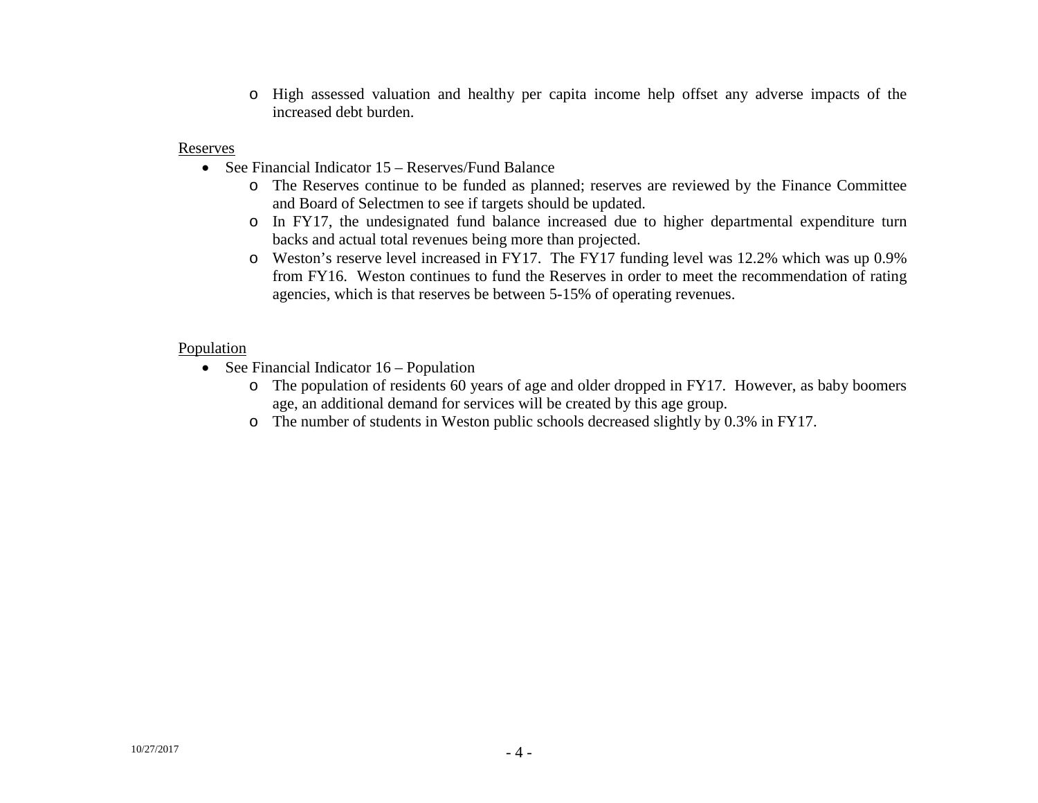- High assessed valuation and healthy per capita income help offset any adverse impacts of the increased debt burden.

Reserves

- See Financial Indicator 15 – Reserves/Fund Balance
  - The Reserves continue to be funded as planned; reserves are reviewed by the Finance Committee and Board of Selectmen to see if targets should be updated.
  - In FY17, the undesignated fund balance increased due to higher departmental expenditure turn backs and actual total revenues being more than projected.
  - Weston's reserve level increased in FY17. The FY17 funding level was 12.2% which was up 0.9% from FY16. Weston continues to fund the Reserves in order to meet the recommendation of rating agencies, which is that reserves be between 5-15% of operating revenues.

Population

- See Financial Indicator 16 – Population
  - The population of residents 60 years of age and older dropped in FY17. However, as baby boomers age, an additional demand for services will be created by this age group.
  - The number of students in Weston public schools decreased slightly by 0.3% in FY17.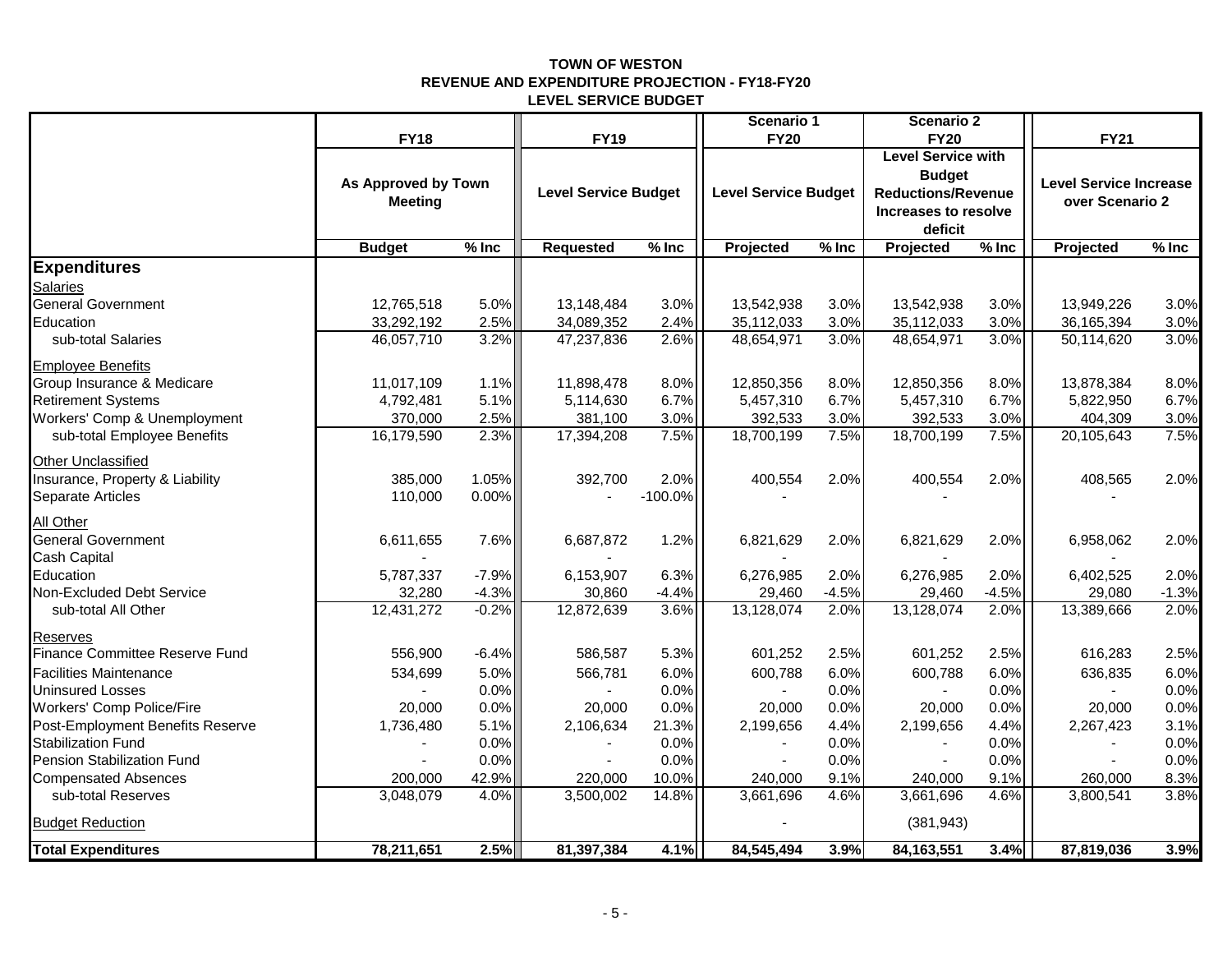**TOWN OF WESTON**
**REVENUE AND EXPENDITURE PROJECTION - FY18-FY20**
**LEVEL SERVICE BUDGET**

| | FY18 | | FY19 | | Scenario 1 FY20 | | Scenario 2 FY20 | | FY21 | |
|---|---|---|---|---|---|---|---|---|---|---|
| | As Approved by Town Meeting | | Level Service Budget | | Level Service Budget | | Level Service with Budget Reductions/Revenue Increases to resolve deficit | | Level Service Increase over Scenario 2 | |
| | **Budget** | **% Inc** | **Requested** | **% Inc** | **Projected** | **% Inc** | **Projected** | **% Inc** | **Projected** | **% Inc** |
| **Expenditures** | | | | | | | | | | |
| Salaries | | | | | | | | | | |
| General Government | 12,765,518 | 5.0% | 13,148,484 | 3.0% | 13,542,938 | 3.0% | 13,542,938 | 3.0% | 13,949,226 | 3.0% |
| Education | 33,292,192 | 2.5% | 34,089,352 | 2.4% | 35,112,033 | 3.0% | 35,112,033 | 3.0% | 36,165,394 | 3.0% |
| sub-total Salaries | 46,057,710 | 3.2% | 47,237,836 | 2.6% | 48,654,971 | 3.0% | 48,654,971 | 3.0% | 50,114,620 | 3.0% |
| Employee Benefits | | | | | | | | | | |
| Group Insurance & Medicare | 11,017,109 | 1.1% | 11,898,478 | 8.0% | 12,850,356 | 8.0% | 12,850,356 | 8.0% | 13,878,384 | 8.0% |
| Retirement Systems | 4,792,481 | 5.1% | 5,114,630 | 6.7% | 5,457,310 | 6.7% | 5,457,310 | 6.7% | 5,822,950 | 6.7% |
| Workers' Comp & Unemployment | 370,000 | 2.5% | 381,100 | 3.0% | 392,533 | 3.0% | 392,533 | 3.0% | 404,309 | 3.0% |
| sub-total Employee Benefits | 16,179,590 | 2.3% | 17,394,208 | 7.5% | 18,700,199 | 7.5% | 18,700,199 | 7.5% | 20,105,643 | 7.5% |
| Other Unclassified | | | | | | | | | | |
| Insurance, Property & Liability | 385,000 | 1.05% | 392,700 | 2.0% | 400,554 | 2.0% | 400,554 | 2.0% | 408,565 | 2.0% |
| Separate Articles | 110,000 | 0.00% | - | -100.0% | - | | - | | - | |
| All Other | | | | | | | | | | |
| General Government | 6,611,655 | 7.6% | 6,687,872 | 1.2% | 6,821,629 | 2.0% | 6,821,629 | 2.0% | 6,958,062 | 2.0% |
| Cash Capital | - | | - | | - | | - | | - | |
| Education | 5,787,337 | -7.9% | 6,153,907 | 6.3% | 6,276,985 | 2.0% | 6,276,985 | 2.0% | 6,402,525 | 2.0% |
| Non-Excluded Debt Service | 32,280 | -4.3% | 30,860 | -4.4% | 29,460 | -4.5% | 29,460 | -4.5% | 29,080 | -1.3% |
| sub-total All Other | 12,431,272 | -0.2% | 12,872,639 | 3.6% | 13,128,074 | 2.0% | 13,128,074 | 2.0% | 13,389,666 | 2.0% |
| Reserves | | | | | | | | | | |
| Finance Committee Reserve Fund | 556,900 | -6.4% | 586,587 | 5.3% | 601,252 | 2.5% | 601,252 | 2.5% | 616,283 | 2.5% |
| Facilities Maintenance | 534,699 | 5.0% | 566,781 | 6.0% | 600,788 | 6.0% | 600,788 | 6.0% | 636,835 | 6.0% |
| Uninsured Losses | - | 0.0% | - | 0.0% | - | 0.0% | - | 0.0% | - | 0.0% |
| Workers' Comp Police/Fire | 20,000 | 0.0% | 20,000 | 0.0% | 20,000 | 0.0% | 20,000 | 0.0% | 20,000 | 0.0% |
| Post-Employment Benefits Reserve | 1,736,480 | 5.1% | 2,106,634 | 21.3% | 2,199,656 | 4.4% | 2,199,656 | 4.4% | 2,267,423 | 3.1% |
| Stabilization Fund | - | 0.0% | - | 0.0% | - | 0.0% | - | 0.0% | - | 0.0% |
| Pension Stabilization Fund | - | 0.0% | - | 0.0% | - | 0.0% | - | 0.0% | - | 0.0% |
| Compensated Absences | 200,000 | 42.9% | 220,000 | 10.0% | 240,000 | 9.1% | 240,000 | 9.1% | 260,000 | 8.3% |
| sub-total Reserves | 3,048,079 | 4.0% | 3,500,002 | 14.8% | 3,661,696 | 4.6% | 3,661,696 | 4.6% | 3,800,541 | 3.8% |
| Budget Reduction | | | | | - | | (381,943) | | | |
| **Total Expenditures** | **78,211,651** | **2.5%** | **81,397,384** | **4.1%** | **84,545,494** | **3.9%** | **84,163,551** | **3.4%** | **87,819,036** | **3.9%** |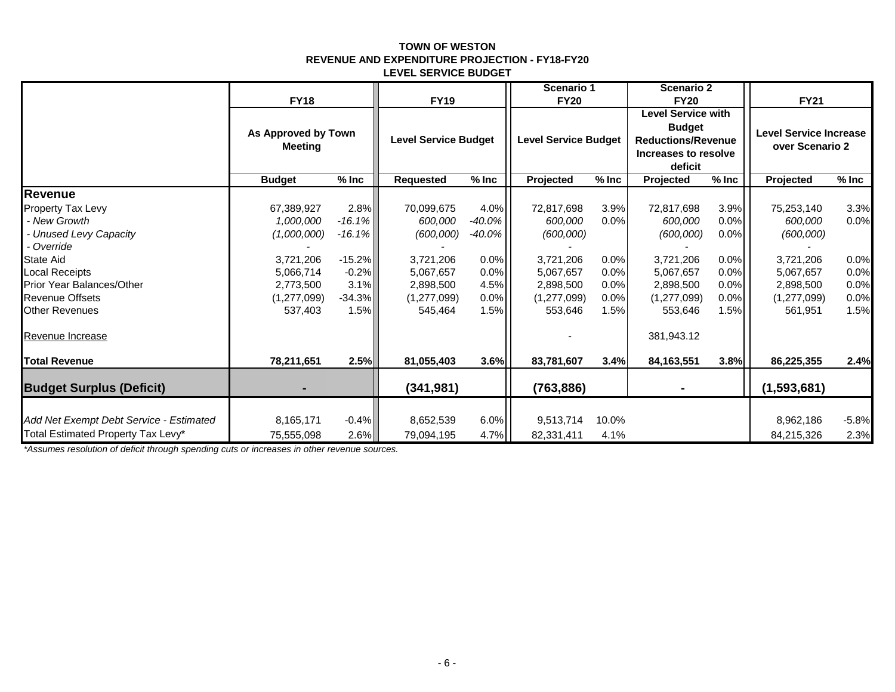**TOWN OF WESTON**
**REVENUE AND EXPENDITURE PROJECTION - FY18-FY20**
**LEVEL SERVICE BUDGET**

| | FY18 | | FY19 | | Scenario 1 FY20 | | Scenario 2 FY20 | | FY21 | |
|---|---|---|---|---|---|---|---|---|---|---|
| | As Approved by Town Meeting | | Level Service Budget | | Level Service Budget | | Level Service with Budget Reductions/Revenue Increases to resolve deficit | | Level Service Increase over Scenario 2 | |
| | **Budget** | **% Inc** | **Requested** | **% Inc** | **Projected** | **% Inc** | **Projected** | **% Inc** | **Projected** | **% Inc** |
| **Revenue** | | | | | | | | | | |
| Property Tax Levy | 67,389,927 | 2.8% | 70,099,675 | 4.0% | 72,817,698 | 3.9% | 72,817,698 | 3.9% | 75,253,140 | 3.3% |
| *- New Growth* | *1,000,000* | *-16.1%* | *600,000* | *-40.0%* | *600,000* | 0.0% | *600,000* | 0.0% | *600,000* | 0.0% |
| *- Unused Levy Capacity* | *(1,000,000)* | *-16.1%* | *(600,000)* | *-40.0%* | *(600,000)* | | *(600,000)* | 0.0% | *(600,000)* | |
| *- Override* | - | | - | | - | | - | | - | |
| State Aid | 3,721,206 | -15.2% | 3,721,206 | 0.0% | 3,721,206 | 0.0% | 3,721,206 | 0.0% | 3,721,206 | 0.0% |
| Local Receipts | 5,066,714 | -0.2% | 5,067,657 | 0.0% | 5,067,657 | 0.0% | 5,067,657 | 0.0% | 5,067,657 | 0.0% |
| Prior Year Balances/Other | 2,773,500 | 3.1% | 2,898,500 | 4.5% | 2,898,500 | 0.0% | 2,898,500 | 0.0% | 2,898,500 | 0.0% |
| Revenue Offsets | (1,277,099) | -34.3% | (1,277,099) | 0.0% | (1,277,099) | 0.0% | (1,277,099) | 0.0% | (1,277,099) | 0.0% |
| Other Revenues | 537,403 | 1.5% | 545,464 | 1.5% | 553,646 | 1.5% | 553,646 | 1.5% | 561,951 | 1.5% |
| Revenue Increase | | | | | - | | 381,943.12 | | | |
| **Total Revenue** | **78,211,651** | **2.5%** | **81,055,403** | **3.6%** | **83,781,607** | **3.4%** | **84,163,551** | **3.8%** | **86,225,355** | **2.4%** |
| **Budget Surplus (Deficit)** | **-** | | **(341,981)** | | **(763,886)** | | **-** | | **(1,593,681)** | |
| *Add Net Exempt Debt Service - Estimated* | 8,165,171 | -0.4% | 8,652,539 | 6.0% | 9,513,714 | 10.0% | | | 8,962,186 | -5.8% |
| Total Estimated Property Tax Levy* | 75,555,098 | 2.6% | 79,094,195 | 4.7% | 82,331,411 | 4.1% | | | 84,215,326 | 2.3% |

*\*Assumes resolution of deficit through spending cuts or increases in other revenue sources.*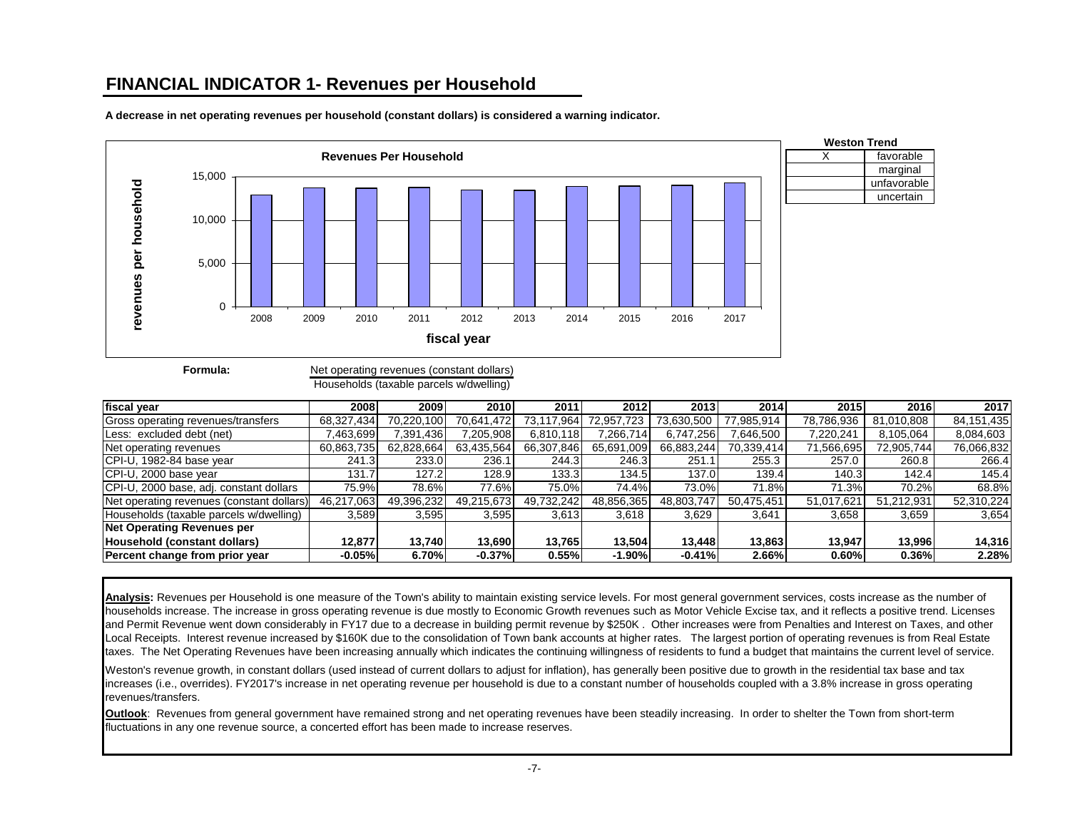# FINANCIAL INDICATOR 1- Revenues per Household

**A decrease in net operating revenues per household (constant dollars) is considered a warning indicator.**

**Weston Trend**

| | |
|---|---|
| X | favorable |
| | marginal |
| | unfavorable |
| | uncertain |

**Formula:** Net operating revenues (constant dollars) / Households (taxable parcels w/dwelling)

| fiscal year | 2008 | 2009 | 2010 | 2011 | 2012 | 2013 | 2014 | 2015 | 2016 | 2017 |
|---|---|---|---|---|---|---|---|---|---|---|
| Gross operating revenues/transfers | 68,327,434 | 70,220,100 | 70,641,472 | 73,117,964 | 72,957,723 | 73,630,500 | 77,985,914 | 78,786,936 | 81,010,808 | 84,151,435 |
| Less: excluded debt (net) | 7,463,699 | 7,391,436 | 7,205,908 | 6,810,118 | 7,266,714 | 6,747,256 | 7,646,500 | 7,220,241 | 8,105,064 | 8,084,603 |
| Net operating revenues | 60,863,735 | 62,828,664 | 63,435,564 | 66,307,846 | 65,691,009 | 66,883,244 | 70,339,414 | 71,566,695 | 72,905,744 | 76,066,832 |
| CPI-U, 1982-84 base year | 241.3 | 233.0 | 236.1 | 244.3 | 246.3 | 251.1 | 255.3 | 257.0 | 260.8 | 266.4 |
| CPI-U, 2000 base year | 131.7 | 127.2 | 128.9 | 133.3 | 134.5 | 137.0 | 139.4 | 140.3 | 142.4 | 145.4 |
| CPI-U, 2000 base, adj. constant dollars | 75.9% | 78.6% | 77.6% | 75.0% | 74.4% | 73.0% | 71.8% | 71.3% | 70.2% | 68.8% |
| Net operating revenues (constant dollars) | 46,217,063 | 49,396,232 | 49,215,673 | 49,732,242 | 48,856,365 | 48,803,747 | 50,475,451 | 51,017,621 | 51,212,931 | 52,310,224 |
| Households (taxable parcels w/dwelling) | 3,589 | 3,595 | 3,595 | 3,613 | 3,618 | 3,629 | 3,641 | 3,658 | 3,659 | 3,654 |
| **Net Operating Revenues per Household (constant dollars)** | **12,877** | **13,740** | **13,690** | **13,765** | **13,504** | **13,448** | **13,863** | **13,947** | **13,996** | **14,316** |
| **Percent change from prior year** | **-0.05%** | **6.70%** | **-0.37%** | **0.55%** | **-1.90%** | **-0.41%** | **2.66%** | **0.60%** | **0.36%** | **2.28%** |

**Analysis:** Revenues per Household is one measure of the Town's ability to maintain existing service levels. For most general government services, costs increase as the number of households increase. The increase in gross operating revenue is due mostly to Economic Growth revenues such as Motor Vehicle Excise tax, and it reflects a positive trend. Licenses and Permit Revenue went down considerably in FY17 due to a decrease in building permit revenue by $250K . Other increases were from Penalties and Interest on Taxes, and other Local Receipts. Interest revenue increased by $160K due to the consolidation of Town bank accounts at higher rates. The largest portion of operating revenues is from Real Estate taxes. The Net Operating Revenues have been increasing annually which indicates the continuing willingness of residents to fund a budget that maintains the current level of service.

Weston's revenue growth, in constant dollars (used instead of current dollars to adjust for inflation), has generally been positive due to growth in the residential tax base and tax increases (i.e., overrides). FY2017's increase in net operating revenue per household is due to a constant number of households coupled with a 3.8% increase in gross operating revenues/transfers.

**Outlook**: Revenues from general government have remained strong and net operating revenues have been steadily increasing. In order to shelter the Town from short-term fluctuations in any one revenue source, a concerted effort has been made to increase reserves.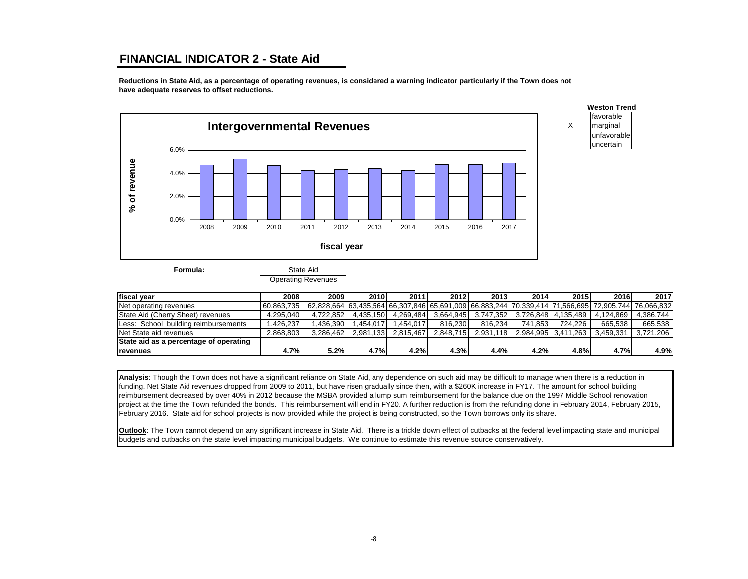## FINANCIAL INDICATOR 2 - State Aid

**Reductions in State Aid, as a percentage of operating revenues, is considered a warning indicator particularly if the Town does not have adequate reserves to offset reductions.**

**Weston Trend**

| | |
|---|---|
| | favorable |
| X | marginal |
| | unfavorable |
| | uncertain |

**Intergovernmental Revenues**

**Formula:** State Aid / Operating Revenues

| fiscal year | 2008 | 2009 | 2010 | 2011 | 2012 | 2013 | 2014 | 2015 | 2016 | 2017 |
|---|---|---|---|---|---|---|---|---|---|---|
| Net operating revenues | 60,863,735 | 62,828,664 | 63,435,564 | 66,307,846 | 65,691,009 | 66,883,244 | 70,339,414 | 71,566,695 | 72,905,744 | 76,066,832 |
| State Aid (Cherry Sheet) revenues | 4,295,040 | 4,722,852 | 4,435,150 | 4,269,484 | 3,664,945 | 3,747,352 | 3,726,848 | 4,135,489 | 4,124,869 | 4,386,744 |
| Less: School building reimbursements | 1,426,237 | 1,436,390 | 1,454,017 | 1,454,017 | 816,230 | 816,234 | 741,853 | 724,226 | 665,538 | 665,538 |
| Net State aid revenues | 2,868,803 | 3,286,462 | 2,981,133 | 2,815,467 | 2,848,715 | 2,931,118 | 2,984,995 | 3,411,263 | 3,459,331 | 3,721,206 |
| **State aid as a percentage of operating revenues** | **4.7%** | **5.2%** | **4.7%** | **4.2%** | **4.3%** | **4.4%** | **4.2%** | **4.8%** | **4.7%** | **4.9%** |

**Analysis**: Though the Town does not have a significant reliance on State Aid, any dependence on such aid may be difficult to manage when there is a reduction in funding. Net State Aid revenues dropped from 2009 to 2011, but have risen gradually since then, with a $260K increase in FY17. The amount for school building reimbursement decreased by over 40% in 2012 because the MSBA provided a lump sum reimbursement for the balance due on the 1997 Middle School renovation project at the time the Town refunded the bonds. This reimbursement will end in FY20. A further reduction is from the refunding done in February 2014, February 2015, February 2016. State aid for school projects is now provided while the project is being constructed, so the Town borrows only its share.

**Outlook**: The Town cannot depend on any significant increase in State Aid. There is a trickle down effect of cutbacks at the federal level impacting state and municipal budgets and cutbacks on the state level impacting municipal budgets. We continue to estimate this revenue source conservatively.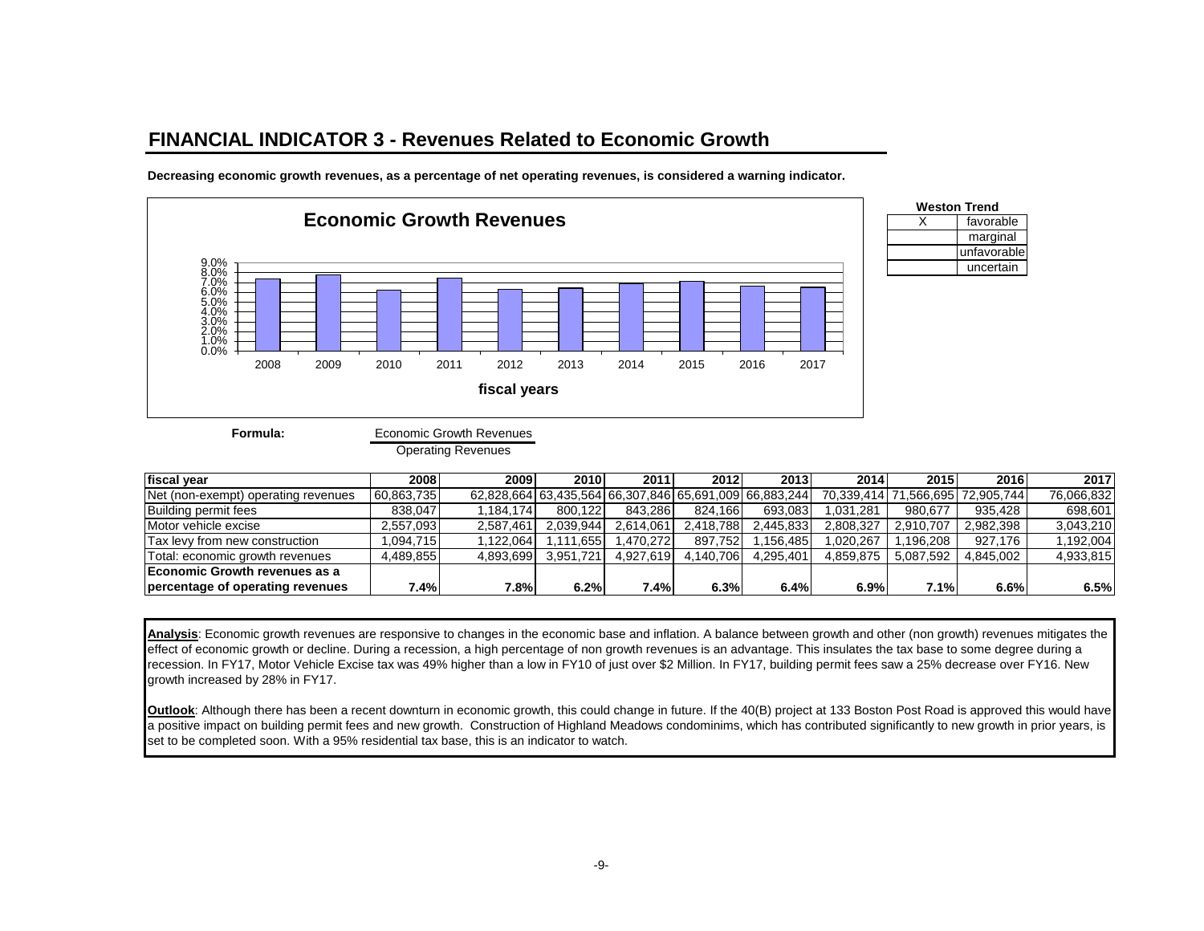## FINANCIAL INDICATOR 3 - Revenues Related to Economic Growth

**Decreasing economic growth revenues, as a percentage of net operating revenues, is considered a warning indicator.**

**Economic Growth Revenues**

| Weston Trend | |
|---|---|
| X | favorable |
| | marginal |
| | unfavorable |
| | uncertain |

**Formula:** Economic Growth Revenues / Operating Revenues

| fiscal year | 2008 | 2009 | 2010 | 2011 | 2012 | 2013 | 2014 | 2015 | 2016 | 2017 |
|---|---|---|---|---|---|---|---|---|---|---|
| Net (non-exempt) operating revenues | 60,863,735 | 62,828,664 | 63,435,564 | 66,307,846 | 65,691,009 | 66,883,244 | 70,339,414 | 71,566,695 | 72,905,744 | 76,066,832 |
| Building permit fees | 838,047 | 1,184,174 | 800,122 | 843,286 | 824,166 | 693,083 | 1,031,281 | 980,677 | 935,428 | 698,601 |
| Motor vehicle excise | 2,557,093 | 2,587,461 | 2,039,944 | 2,614,061 | 2,418,788 | 2,445,833 | 2,808,327 | 2,910,707 | 2,982,398 | 3,043,210 |
| Tax levy from new construction | 1,094,715 | 1,122,064 | 1,111,655 | 1,470,272 | 897,752 | 1,156,485 | 1,020,267 | 1,196,208 | 927,176 | 1,192,004 |
| Total: economic growth revenues | 4,489,855 | 4,893,699 | 3,951,721 | 4,927,619 | 4,140,706 | 4,295,401 | 4,859,875 | 5,087,592 | 4,845,002 | 4,933,815 |
| **Economic Growth revenues as a percentage of operating revenues** | **7.4%** | **7.8%** | **6.2%** | **7.4%** | **6.3%** | **6.4%** | **6.9%** | **7.1%** | **6.6%** | **6.5%** |

**Analysis**: Economic growth revenues are responsive to changes in the economic base and inflation. A balance between growth and other (non growth) revenues mitigates the effect of economic growth or decline. During a recession, a high percentage of non growth revenues is an advantage. This insulates the tax base to some degree during a recession. In FY17, Motor Vehicle Excise tax was 49% higher than a low in FY10 of just over $2 Million. In FY17, building permit fees saw a 25% decrease over FY16. New growth increased by 28% in FY17.

**Outlook**: Although there has been a recent downturn in economic growth, this could change in future. If the 40(B) project at 133 Boston Post Road is approved this would have a positive impact on building permit fees and new growth. Construction of Highland Meadows condominims, which has contributed significantly to new growth in prior years, is set to be completed soon. With a 95% residential tax base, this is an indicator to watch.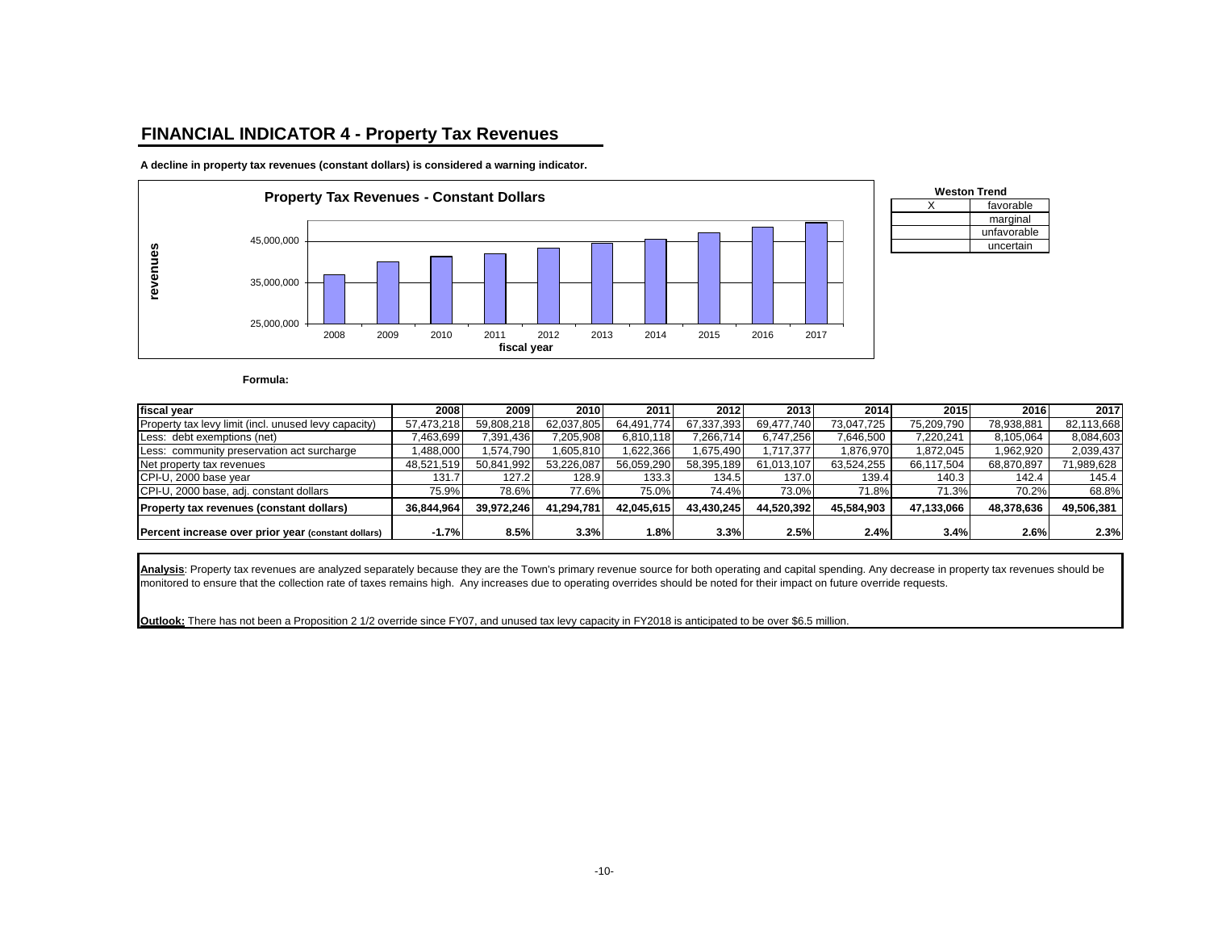## FINANCIAL INDICATOR 4 - Property Tax Revenues

**A decline in property tax revenues (constant dollars) is considered a warning indicator.**

**Property Tax Revenues - Constant Dollars**

| Weston Trend | |
|---|---|
| X | favorable |
| | marginal |
| | unfavorable |
| | uncertain |

**Formula:**

| fiscal year | 2008 | 2009 | 2010 | 2011 | 2012 | 2013 | 2014 | 2015 | 2016 | 2017 |
|---|---|---|---|---|---|---|---|---|---|---|
| Property tax levy limit (incl. unused levy capacity) | 57,473,218 | 59,808,218 | 62,037,805 | 64,491,774 | 67,337,393 | 69,477,740 | 73,047,725 | 75,209,790 | 78,938,881 | 82,113,668 |
| Less: debt exemptions (net) | 7,463,699 | 7,391,436 | 7,205,908 | 6,810,118 | 7,266,714 | 6,747,256 | 7,646,500 | 7,220,241 | 8,105,064 | 8,084,603 |
| Less: community preservation act surcharge | 1,488,000 | 1,574,790 | 1,605,810 | 1,622,366 | 1,675,490 | 1,717,377 | 1,876,970 | 1,872,045 | 1,962,920 | 2,039,437 |
| Net property tax revenues | 48,521,519 | 50,841,992 | 53,226,087 | 56,059,290 | 58,395,189 | 61,013,107 | 63,524,255 | 66,117,504 | 68,870,897 | 71,989,628 |
| CPI-U, 2000 base year | 131.7 | 127.2 | 128.9 | 133.3 | 134.5 | 137.0 | 139.4 | 140.3 | 142.4 | 145.4 |
| CPI-U, 2000 base, adj. constant dollars | 75.9% | 78.6% | 77.6% | 75.0% | 74.4% | 73.0% | 71.8% | 71.3% | 70.2% | 68.8% |
| **Property tax revenues (constant dollars)** | **36,844,964** | **39,972,246** | **41,294,781** | **42,045,615** | **43,430,245** | **44,520,392** | **45,584,903** | **47,133,066** | **48,378,636** | **49,506,381** |
| **Percent increase over prior year (constant dollars)** | **-1.7%** | **8.5%** | **3.3%** | **1.8%** | **3.3%** | **2.5%** | **2.4%** | **3.4%** | **2.6%** | **2.3%** |

**Analysis**: Property tax revenues are analyzed separately because they are the Town's primary revenue source for both operating and capital spending. Any decrease in property tax revenues should be monitored to ensure that the collection rate of taxes remains high. Any increases due to operating overrides should be noted for their impact on future override requests.

**Outlook:** There has not been a Proposition 2 1/2 override since FY07, and unused tax levy capacity in FY2018 is anticipated to be over $6.5 million.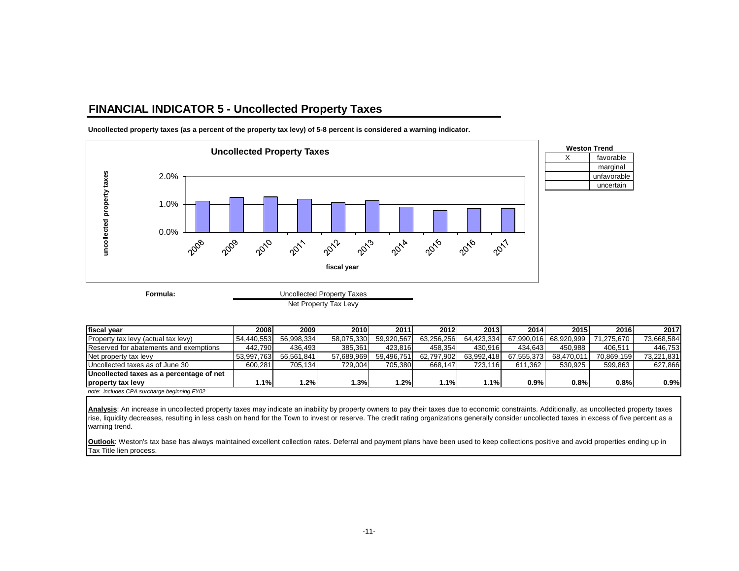## FINANCIAL INDICATOR 5 - Uncollected Property Taxes

**Uncollected property taxes (as a percent of the property tax levy) of 5-8 percent is considered a warning indicator.**

**Uncollected Property Taxes**

| **Weston Trend** | |
|---|---|
| X | favorable |
| | marginal |
| | unfavorable |
| | uncertain |

**Formula:**

$$\frac{\text{Uncollected Property Taxes}}{\text{Net Property Tax Levy}}$$

| fiscal year | 2008 | 2009 | 2010 | 2011 | 2012 | 2013 | 2014 | 2015 | 2016 | 2017 |
|---|---|---|---|---|---|---|---|---|---|---|
| Property tax levy (actual tax levy) | 54,440,553 | 56,998,334 | 58,075,330 | 59,920,567 | 63,256,256 | 64,423,334 | 67,990,016 | 68,920,999 | 71,275,670 | 73,668,584 |
| Reserved for abatements and exemptions | 442,790 | 436,493 | 385,361 | 423,816 | 458,354 | 430,916 | 434,643 | 450,988 | 406,511 | 446,753 |
| Net property tax levy | 53,997,763 | 56,561,841 | 57,689,969 | 59,496,751 | 62,797,902 | 63,992,418 | 67,555,373 | 68,470,011 | 70,869,159 | 73,221,831 |
| Uncollected taxes as of June 30 | 600,281 | 705,134 | 729,004 | 705,380 | 668,147 | 723,116 | 611,362 | 530,925 | 599,863 | 627,866 |
| **Uncollected taxes as a percentage of net property tax levy** | **1.1%** | **1.2%** | **1.3%** | **1.2%** | **1.1%** | **1.1%** | **0.9%** | **0.8%** | **0.8%** | **0.9%** |

*note: includes CPA surcharge beginning FY02*

**Analysis**: An increase in uncollected property taxes may indicate an inability by property owners to pay their taxes due to economic constraints. Additionally, as uncollected property taxes rise, liquidity decreases, resulting in less cash on hand for the Town to invest or reserve. The credit rating organizations generally consider uncollected taxes in excess of five percent as a warning trend.

**Outlook**: Weston's tax base has always maintained excellent collection rates. Deferral and payment plans have been used to keep collections positive and avoid properties ending up in Tax Title lien process.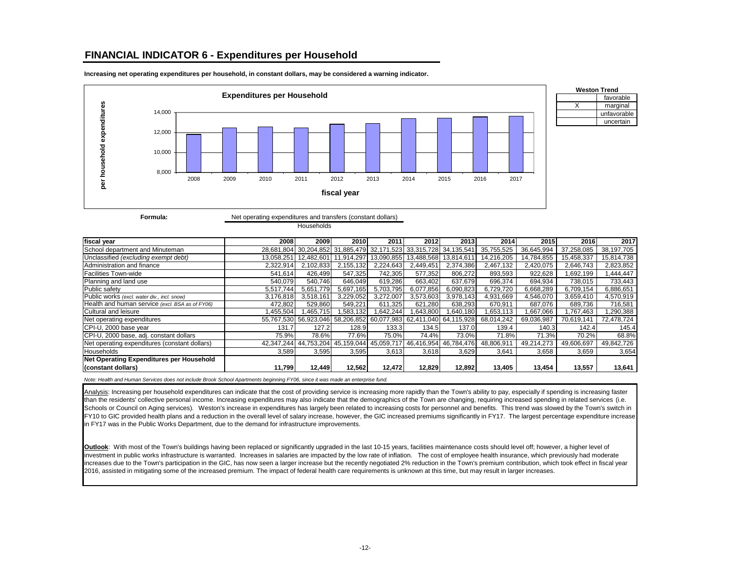## FINANCIAL INDICATOR 6 - Expenditures per Household

**Increasing net operating expenditures per household, in constant dollars, may be considered a warning indicator.**

**Expenditures per Household**

| Weston Trend | |
|---|---|
| | favorable |
| X | marginal |
| | unfavorable |
| | uncertain |

**Formula:** Net operating expenditures and transfers (constant dollars) / Households

| fiscal year | 2008 | 2009 | 2010 | 2011 | 2012 | 2013 | 2014 | 2015 | 2016 | 2017 |
|---|---|---|---|---|---|---|---|---|---|---|
| School department and Minuteman | 28,681,804 | 30,204,852 | 31,885,479 | 32,171,523 | 33,315,728 | 34,135,541 | 35,755,525 | 36,645,994 | 37,258,085 | 38,197,705 |
| Unclassified *(excluding exempt debt)* | 13,058,251 | 12,482,601 | 11,914,297 | 13,090,855 | 13,488,568 | 13,814,611 | 14,216,205 | 14,784,855 | 15,458,337 | 15,814,738 |
| Administration and finance | 2,322,914 | 2,102,833 | 2,155,132 | 2,224,643 | 2,449,451 | 2,374,386 | 2,467,132 | 2,420,075 | 2,646,743 | 2,823,852 |
| Facilities Town-wide | 541,614 | 426,499 | 547,325 | 742,305 | 577,352 | 806,272 | 893,593 | 922,628 | 1,692,199 | 1,444,447 |
| Planning and land use | 540,079 | 540,746 | 646,049 | 619,286 | 663,402 | 637,679 | 696,374 | 694,934 | 738,015 | 733,443 |
| Public safety | 5,517,744 | 5,651,779 | 5,697,165 | 5,703,795 | 6,077,856 | 6,090,823 | 6,729,720 | 6,668,289 | 6,709,154 | 6,886,651 |
| Public works *(excl. water div., incl. snow)* | 3,176,818 | 3,518,161 | 3,229,052 | 3,272,007 | 3,573,603 | 3,978,143 | 4,931,669 | 4,546,070 | 3,659,410 | 4,570,919 |
| Health and human service *(excl. BSA as of FY06)* | 472,802 | 529,860 | 549,221 | 611,325 | 621,280 | 638,293 | 670,911 | 687,076 | 689,736 | 716,581 |
| Cultural and leisure | 1,455,504 | 1,465,715 | 1,583,132 | 1,642,244 | 1,643,800 | 1,640,180 | 1,653,113 | 1,667,066 | 1,767,463 | 1,290,388 |
| Net operating expenditures | 55,767,530 | 56,923,046 | 58,206,852 | 60,077,983 | 62,411,040 | 64,115,928 | 68,014,242 | 69,036,987 | 70,619,141 | 72,478,724 |
| CPI-U, 2000 base year | 131.7 | 127.2 | 128.9 | 133.3 | 134.5 | 137.0 | 139.4 | 140.3 | 142.4 | 145.4 |
| CPI-U, 2000 base, adj. constant dollars | 75.9% | 78.6% | 77.6% | 75.0% | 74.4% | 73.0% | 71.8% | 71.3% | 70.2% | 68.8% |
| Net operating expenditures (constant dollars) | 42,347,244 | 44,753,204 | 45,159,044 | 45,059,717 | 46,416,954 | 46,784,476 | 48,806,911 | 49,214,273 | 49,606,697 | 49,842,726 |
| Households | 3,589 | 3,595 | 3,595 | 3,613 | 3,618 | 3,629 | 3,641 | 3,658 | 3,659 | 3,654 |
| **Net Operating Expenditures per Household (constant dollars)** | **11,799** | **12,449** | **12,562** | **12,472** | **12,829** | **12,892** | **13,405** | **13,454** | **13,557** | **13,641** |

*Note: Health and Human Services does not include Brook School Apartments beginning FY06, since it was made an enterprise fund.*

Analysis: Increasing per household expenditures can indicate that the cost of providing service is increasing more rapidly than the Town's ability to pay, especially if spending is increasing faster than the residents' collective personal income. Increasing expenditures may also indicate that the demographics of the Town are changing, requiring increased spending in related services (i.e. Schools or Council on Aging services). Weston's increase in expenditures has largely been related to increasing costs for personnel and benefits. This trend was slowed by the Town's switch in FY10 to GIC provided health plans and a reduction in the overall level of salary increase, however, the GIC increased premiums significantly in FY17. The largest percentage expenditure increase in FY17 was in the Public Works Department, due to the demand for infrastructure improvements.

**Outlook**: With most of the Town's buildings having been replaced or significantly upgraded in the last 10-15 years, facilities maintenance costs should level off; however, a higher level of investment in public works infrastructure is warranted. Increases in salaries are impacted by the low rate of inflation. The cost of employee health insurance, which previously had moderate increases due to the Town's participation in the GIC, has now seen a larger increase but the recently negotiated 2% reduction in the Town's premium contribution, which took effect in fiscal year 2016, assisted in mitigating some of the increased premium. The impact of federal health care requirements is unknown at this time, but may result in larger increases.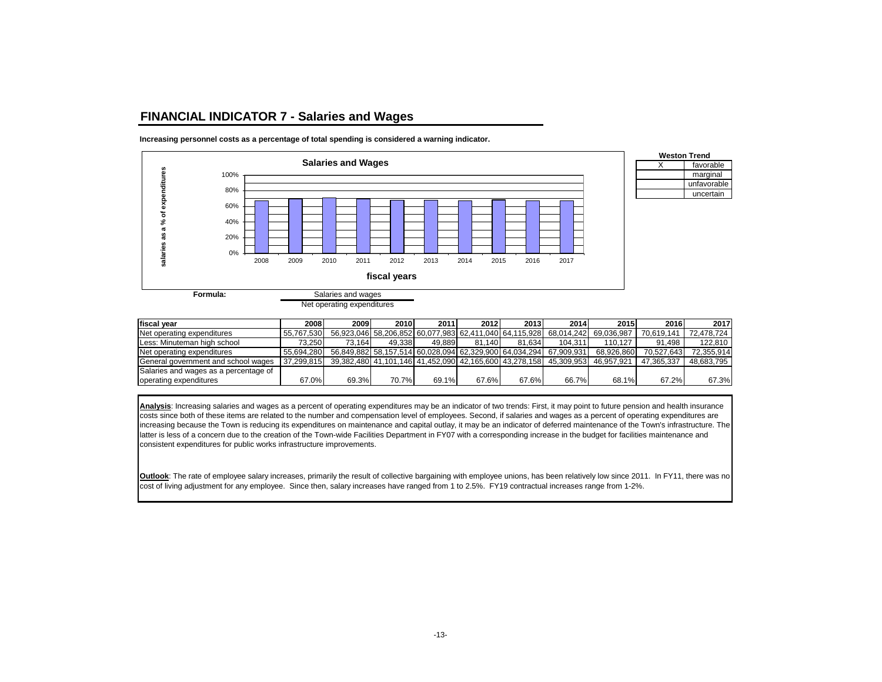## FINANCIAL INDICATOR 7 - Salaries and Wages

**Increasing personnel costs as a percentage of total spending is considered a warning indicator.**

| Weston Trend | |
|---|---|
| X | favorable |
| | marginal |
| | unfavorable |
| | uncertain |

**Formula:**

$$\frac{\text{Salaries and wages}}{\text{Net operating expenditures}}$$

| fiscal year | 2008 | 2009 | 2010 | 2011 | 2012 | 2013 | 2014 | 2015 | 2016 | 2017 |
|---|---|---|---|---|---|---|---|---|---|---|
| Net operating expenditures | 55,767,530 | 56,923,046 | 58,206,852 | 60,077,983 | 62,411,040 | 64,115,928 | 68,014,242 | 69,036,987 | 70,619,141 | 72,478,724 |
| Less: Minuteman high school | 73,250 | 73,164 | 49,338 | 49,889 | 81,140 | 81,634 | 104,311 | 110,127 | 91,498 | 122,810 |
| Net operating expenditures | 55,694,280 | 56,849,882 | 58,157,514 | 60,028,094 | 62,329,900 | 64,034,294 | 67,909,931 | 68,926,860 | 70,527,643 | 72,355,914 |
| General government and school wages | 37,299,815 | 39,382,480 | 41,101,146 | 41,452,090 | 42,165,600 | 43,278,158 | 45,309,953 | 46,957,921 | 47,365,337 | 48,683,795 |
| Salaries and wages as a percentage of operating expenditures | 67.0% | 69.3% | 70.7% | 69.1% | 67.6% | 67.6% | 66.7% | 68.1% | 67.2% | 67.3% |

**Analysis**: Increasing salaries and wages as a percent of operating expenditures may be an indicator of two trends: First, it may point to future pension and health insurance costs since both of these items are related to the number and compensation level of employees. Second, if salaries and wages as a percent of operating expenditures are increasing because the Town is reducing its expenditures on maintenance and capital outlay, it may be an indicator of deferred maintenance of the Town's infrastructure. The latter is less of a concern due to the creation of the Town-wide Facilities Department in FY07 with a corresponding increase in the budget for facilities maintenance and consistent expenditures for public works infrastructure improvements.

**Outlook**: The rate of employee salary increases, primarily the result of collective bargaining with employee unions, has been relatively low since 2011. In FY11, there was no cost of living adjustment for any employee. Since then, salary increases have ranged from 1 to 2.5%. FY19 contractual increases range from 1-2%.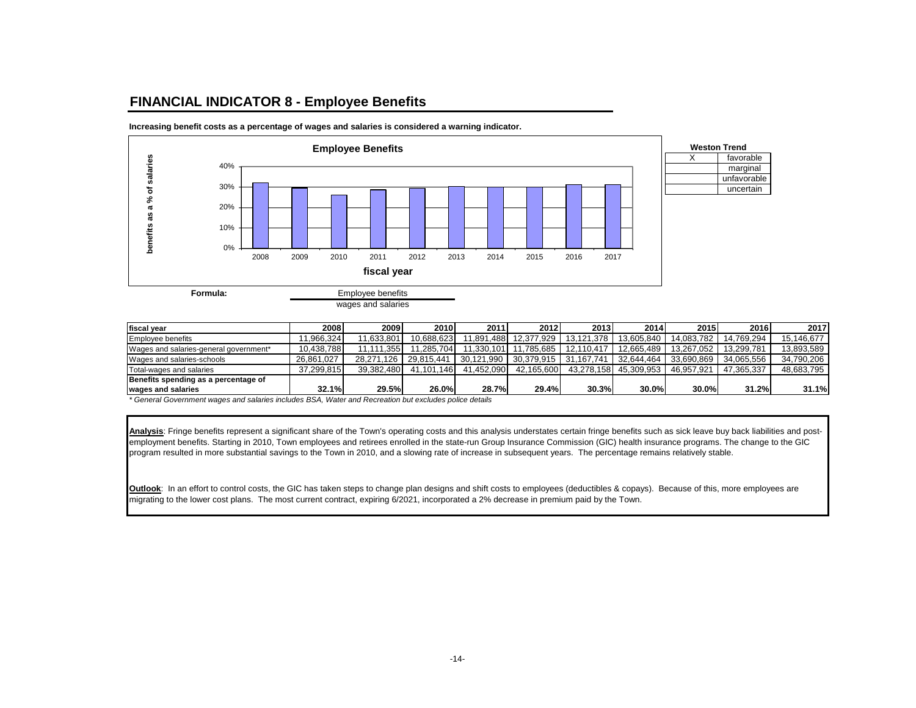# FINANCIAL INDICATOR 8 - Employee Benefits

**Increasing benefit costs as a percentage of wages and salaries is considered a warning indicator.**

**Weston Trend**

| | |
|---|---|
| X | favorable |
| | marginal |
| | unfavorable |
| | uncertain |

**Formula:** Employee benefits / wages and salaries

| fiscal year | 2008 | 2009 | 2010 | 2011 | 2012 | 2013 | 2014 | 2015 | 2016 | 2017 |
|---|---|---|---|---|---|---|---|---|---|---|
| Employee benefits | 11,966,324 | 11,633,801 | 10,688,623 | 11,891,488 | 12,377,929 | 13,121,378 | 13,605,840 | 14,083,782 | 14,769,294 | 15,146,677 |
| Wages and salaries-general government* | 10,438,788 | 11,111,355 | 11,285,704 | 11,330,101 | 11,785,685 | 12,110,417 | 12,665,489 | 13,267,052 | 13,299,781 | 13,893,589 |
| Wages and salaries-schools | 26,861,027 | 28,271,126 | 29,815,441 | 30,121,990 | 30,379,915 | 31,167,741 | 32,644,464 | 33,690,869 | 34,065,556 | 34,790,206 |
| Total-wages and salaries | 37,299,815 | 39,382,480 | 41,101,146 | 41,452,090 | 42,165,600 | 43,278,158 | 45,309,953 | 46,957,921 | 47,365,337 | 48,683,795 |
| **Benefits spending as a percentage of wages and salaries** | **32.1%** | **29.5%** | **26.0%** | **28.7%** | **29.4%** | **30.3%** | **30.0%** | **30.0%** | **31.2%** | **31.1%** |

*\* General Government wages and salaries includes BSA, Water and Recreation but excludes police details*

**Analysis**: Fringe benefits represent a significant share of the Town's operating costs and this analysis understates certain fringe benefits such as sick leave buy back liabilities and post-employment benefits. Starting in 2010, Town employees and retirees enrolled in the state-run Group Insurance Commission (GIC) health insurance programs. The change to the GIC program resulted in more substantial savings to the Town in 2010, and a slowing rate of increase in subsequent years. The percentage remains relatively stable.

**Outlook**: In an effort to control costs, the GIC has taken steps to change plan designs and shift costs to employees (deductibles & copays). Because of this, more employees are migrating to the lower cost plans. The most current contract, expiring 6/2021, incorporated a 2% decrease in premium paid by the Town.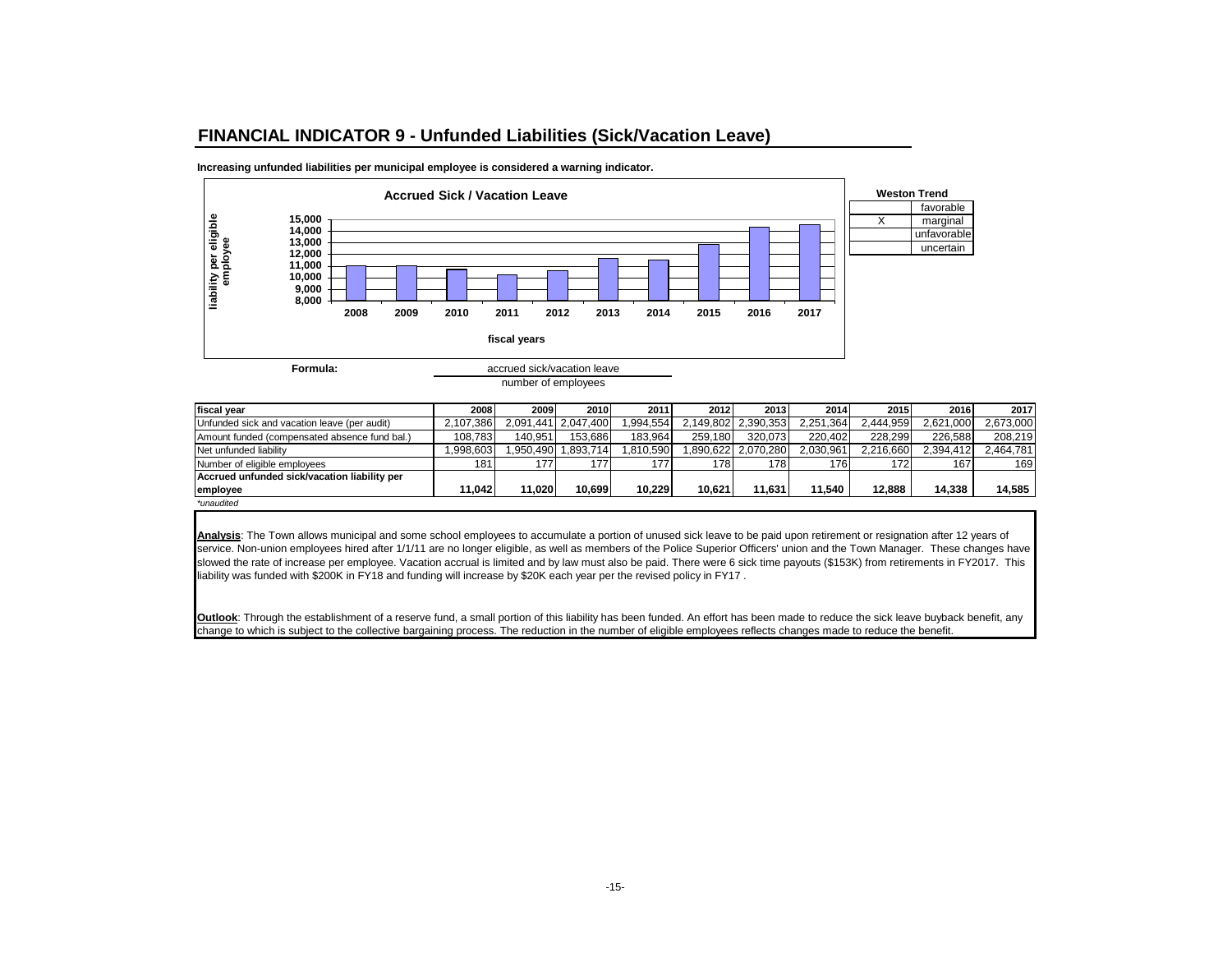## FINANCIAL INDICATOR 9 - Unfunded Liabilities (Sick/Vacation Leave)

**Increasing unfunded liabilities per municipal employee is considered a warning indicator.**

**Accrued Sick / Vacation Leave**

| **Weston Trend** | |
|---|---|
| | favorable |
| X | marginal |
| | unfavorable |
| | uncertain |

**Formula:**

$$\frac{\text{accrued sick/vacation leave}}{\text{number of employees}}$$

| fiscal year | 2008 | 2009 | 2010 | 2011 | 2012 | 2013 | 2014 | 2015 | 2016 | 2017 |
|---|---|---|---|---|---|---|---|---|---|---|
| Unfunded sick and vacation leave (per audit) | 2,107,386 | 2,091,441 | 2,047,400 | 1,994,554 | 2,149,802 | 2,390,353 | 2,251,364 | 2,444,959 | 2,621,000 | 2,673,000 |
| Amount funded (compensated absence fund bal.) | 108,783 | 140,951 | 153,686 | 183,964 | 259,180 | 320,073 | 220,402 | 228,299 | 226,588 | 208,219 |
| Net unfunded liability | 1,998,603 | 1,950,490 | 1,893,714 | 1,810,590 | 1,890,622 | 2,070,280 | 2,030,961 | 2,216,660 | 2,394,412 | 2,464,781 |
| Number of eligible employees | 181 | 177 | 177 | 177 | 178 | 178 | 176 | 172 | 167 | 169 |
| **Accrued unfunded sick/vacation liability per employee** | **11,042** | **11,020** | **10,699** | **10,229** | **10,621** | **11,631** | **11,540** | **12,888** | **14,338** | **14,585** |

*\*unaudited*

**Analysis**: The Town allows municipal and some school employees to accumulate a portion of unused sick leave to be paid upon retirement or resignation after 12 years of service. Non-union employees hired after 1/1/11 are no longer eligible, as well as members of the Police Superior Officers' union and the Town Manager. These changes have slowed the rate of increase per employee. Vacation accrual is limited and by law must also be paid. There were 6 sick time payouts ($153K) from retirements in FY2017. This liability was funded with $200K in FY18 and funding will increase by $20K each year per the revised policy in FY17 .

**Outlook**: Through the establishment of a reserve fund, a small portion of this liability has been funded. An effort has been made to reduce the sick leave buyback benefit, any change to which is subject to the collective bargaining process. The reduction in the number of eligible employees reflects changes made to reduce the benefit.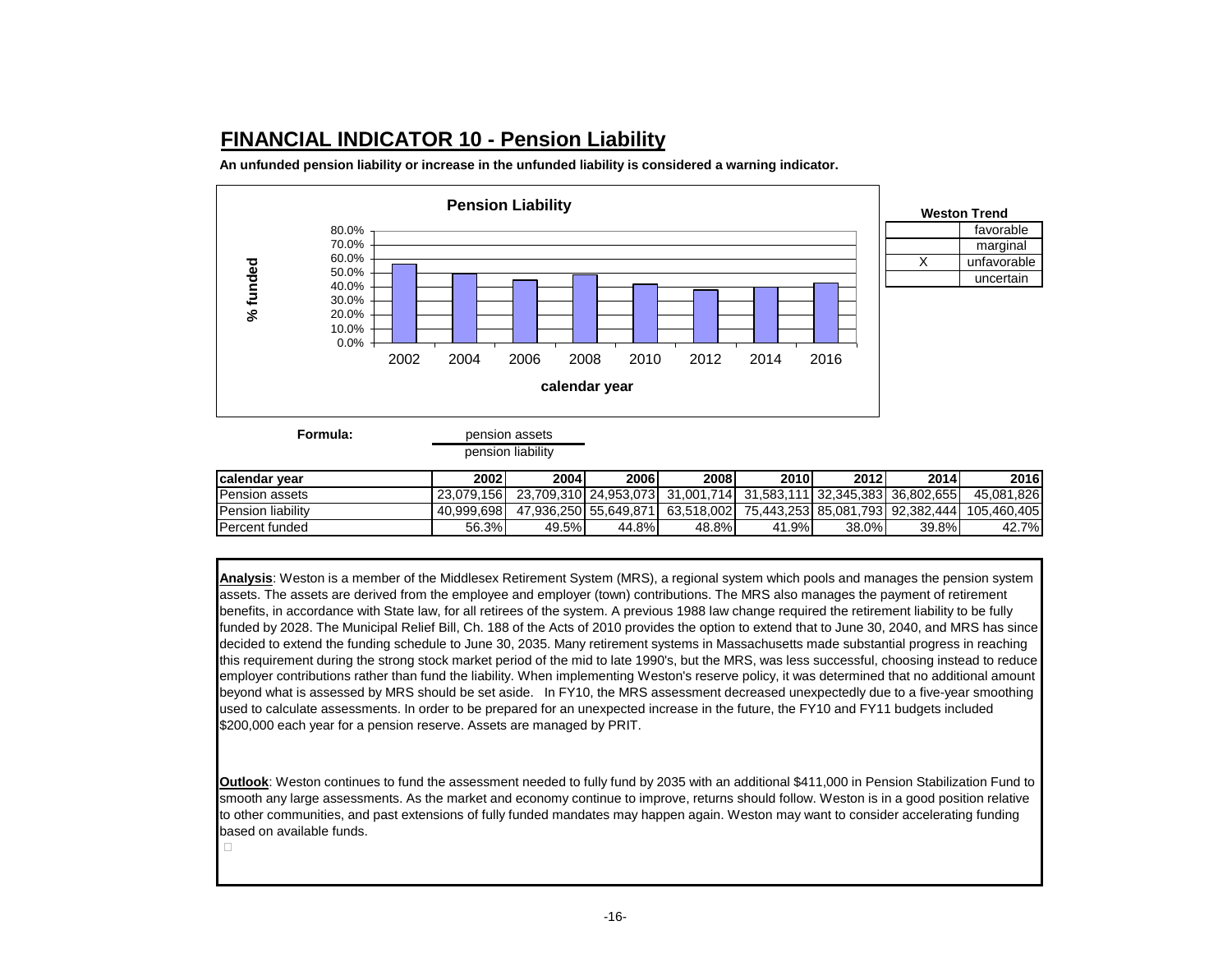## FINANCIAL INDICATOR 10 - Pension Liability

**An unfunded pension liability or increase in the unfunded liability is considered a warning indicator.**

**Weston Trend**

| | |
|---|---|
| | favorable |
| | marginal |
| X | unfavorable |
| | uncertain |

**Formula:** pension assets / pension liability

| calendar year | 2002 | 2004 | 2006 | 2008 | 2010 | 2012 | 2014 | 2016 |
|---|---|---|---|---|---|---|---|---|
| Pension assets | 23,079,156 | 23,709,310 | 24,953,073 | 31,001,714 | 31,583,111 | 32,345,383 | 36,802,655 | 45,081,826 |
| Pension liability | 40,999,698 | 47,936,250 | 55,649,871 | 63,518,002 | 75,443,253 | 85,081,793 | 92,382,444 | 105,460,405 |
| Percent funded | 56.3% | 49.5% | 44.8% | 48.8% | 41.9% | 38.0% | 39.8% | 42.7% |

**Analysis**: Weston is a member of the Middlesex Retirement System (MRS), a regional system which pools and manages the pension system assets. The assets are derived from the employee and employer (town) contributions. The MRS also manages the payment of retirement benefits, in accordance with State law, for all retirees of the system. A previous 1988 law change required the retirement liability to be fully funded by 2028. The Municipal Relief Bill, Ch. 188 of the Acts of 2010 provides the option to extend that to June 30, 2040, and MRS has since decided to extend the funding schedule to June 30, 2035. Many retirement systems in Massachusetts made substantial progress in reaching this requirement during the strong stock market period of the mid to late 1990's, but the MRS, was less successful, choosing instead to reduce employer contributions rather than fund the liability. When implementing Weston's reserve policy, it was determined that no additional amount beyond what is assessed by MRS should be set aside. In FY10, the MRS assessment decreased unexpectedly due to a five-year smoothing used to calculate assessments. In order to be prepared for an unexpected increase in the future, the FY10 and FY11 budgets included $200,000 each year for a pension reserve. Assets are managed by PRIT.

**Outlook**: Weston continues to fund the assessment needed to fully fund by 2035 with an additional $411,000 in Pension Stabilization Fund to smooth any large assessments. As the market and economy continue to improve, returns should follow. Weston is in a good position relative to other communities, and past extensions of fully funded mandates may happen again. Weston may want to consider accelerating funding based on available funds.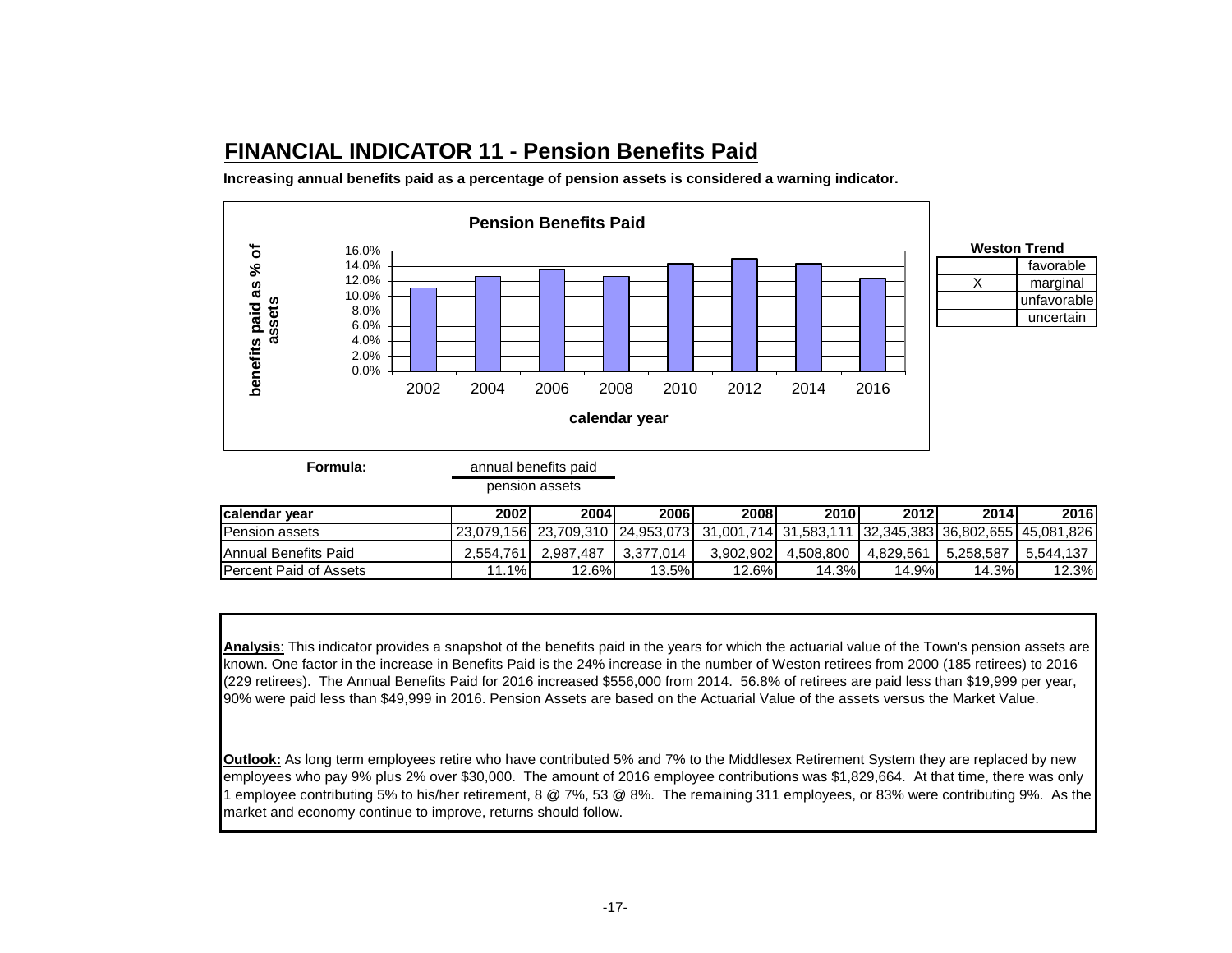# FINANCIAL INDICATOR 11 - Pension Benefits Paid

**Increasing annual benefits paid as a percentage of pension assets is considered a warning indicator.**

**Pension Benefits Paid**

**Weston Trend**

| | |
|---|---|
| | favorable |
| X | marginal |
| | unfavorable |
| | uncertain |

**Formula:** $\frac{\text{annual benefits paid}}{\text{pension assets}}$

| calendar year | 2002 | 2004 | 2006 | 2008 | 2010 | 2012 | 2014 | 2016 |
|---|---|---|---|---|---|---|---|---|
| Pension assets | 23,079,156 | 23,709,310 | 24,953,073 | 31,001,714 | 31,583,111 | 32,345,383 | 36,802,655 | 45,081,826 |
| Annual Benefits Paid | 2,554,761 | 2,987,487 | 3,377,014 | 3,902,902 | 4,508,800 | 4,829,561 | 5,258,587 | 5,544,137 |
| Percent Paid of Assets | 11.1% | 12.6% | 13.5% | 12.6% | 14.3% | 14.9% | 14.3% | 12.3% |

**Analysis**: This indicator provides a snapshot of the benefits paid in the years for which the actuarial value of the Town's pension assets are known. One factor in the increase in Benefits Paid is the 24% increase in the number of Weston retirees from 2000 (185 retirees) to 2016 (229 retirees). The Annual Benefits Paid for 2016 increased $556,000 from 2014. 56.8% of retirees are paid less than $19,999 per year, 90% were paid less than $49,999 in 2016. Pension Assets are based on the Actuarial Value of the assets versus the Market Value.

**Outlook:** As long term employees retire who have contributed 5% and 7% to the Middlesex Retirement System they are replaced by new employees who pay 9% plus 2% over $30,000. The amount of 2016 employee contributions was $1,829,664. At that time, there was only 1 employee contributing 5% to his/her retirement, 8 @ 7%, 53 @ 8%. The remaining 311 employees, or 83% were contributing 9%. As the market and economy continue to improve, returns should follow.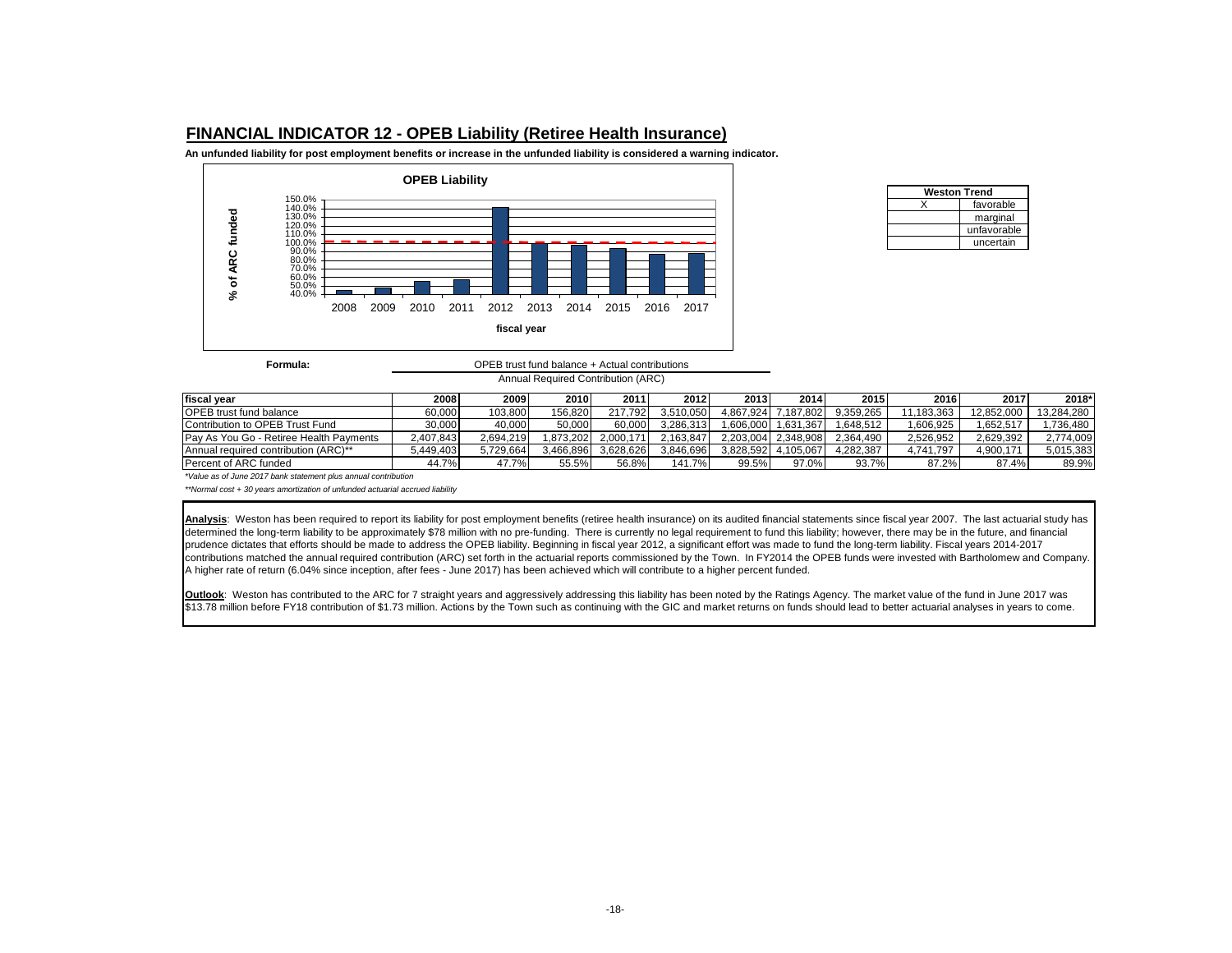## FINANCIAL INDICATOR 12 - OPEB Liability (Retiree Health Insurance)

**An unfunded liability for post employment benefits or increase in the unfunded liability is considered a warning indicator.**

**OPEB Liability**

| Weston Trend | |
|---|---|
| X | favorable |
| | marginal |
| | unfavorable |
| | uncertain |

**Formula:**

$$\frac{\text{OPEB trust fund balance + Actual contributions}}{\text{Annual Required Contribution (ARC)}}$$

| fiscal year | 2008 | 2009 | 2010 | 2011 | 2012 | 2013 | 2014 | 2015 | 2016 | 2017 | 2018* |
|---|---|---|---|---|---|---|---|---|---|---|---|
| OPEB trust fund balance | 60,000 | 103,800 | 156,820 | 217,792 | 3,510,050 | 4,867,924 | 7,187,802 | 9,359,265 | 11,183,363 | 12,852,000 | 13,284,280 |
| Contribution to OPEB Trust Fund | 30,000 | 40,000 | 50,000 | 60,000 | 3,286,313 | 1,606,000 | 1,631,367 | 1,648,512 | 1,606,925 | 1,652,517 | 1,736,480 |
| Pay As You Go - Retiree Health Payments | 2,407,843 | 2,694,219 | 1,873,202 | 2,000,171 | 2,163,847 | 2,203,004 | 2,348,908 | 2,364,490 | 2,526,952 | 2,629,392 | 2,774,009 |
| Annual required contribution (ARC)** | 5,449,403 | 5,729,664 | 3,466,896 | 3,628,626 | 3,846,696 | 3,828,592 | 4,105,067 | 4,282,387 | 4,741,797 | 4,900,171 | 5,015,383 |
| Percent of ARC funded | 44.7% | 47.7% | 55.5% | 56.8% | 141.7% | 99.5% | 97.0% | 93.7% | 87.2% | 87.4% | 89.9% |

*\*Value as of June 2017 bank statement plus annual contribution*

*\*\*Normal cost + 30 years amortization of unfunded actuarial accrued liability*

**Analysis**: Weston has been required to report its liability for post employment benefits (retiree health insurance) on its audited financial statements since fiscal year 2007. The last actuarial study has determined the long-term liability to be approximately $78 million with no pre-funding. There is currently no legal requirement to fund this liability; however, there may be in the future, and financial prudence dictates that efforts should be made to address the OPEB liability. Beginning in fiscal year 2012, a significant effort was made to fund the long-term liability. Fiscal years 2014-2017 contributions matched the annual required contribution (ARC) set forth in the actuarial reports commissioned by the Town. In FY2014 the OPEB funds were invested with Bartholomew and Company. A higher rate of return (6.04% since inception, after fees - June 2017) has been achieved which will contribute to a higher percent funded.

**Outlook**: Weston has contributed to the ARC for 7 straight years and aggressively addressing this liability has been noted by the Ratings Agency. The market value of the fund in June 2017 was $13.78 million before FY18 contribution of $1.73 million. Actions by the Town such as continuing with the GIC and market returns on funds should lead to better actuarial analyses in years to come.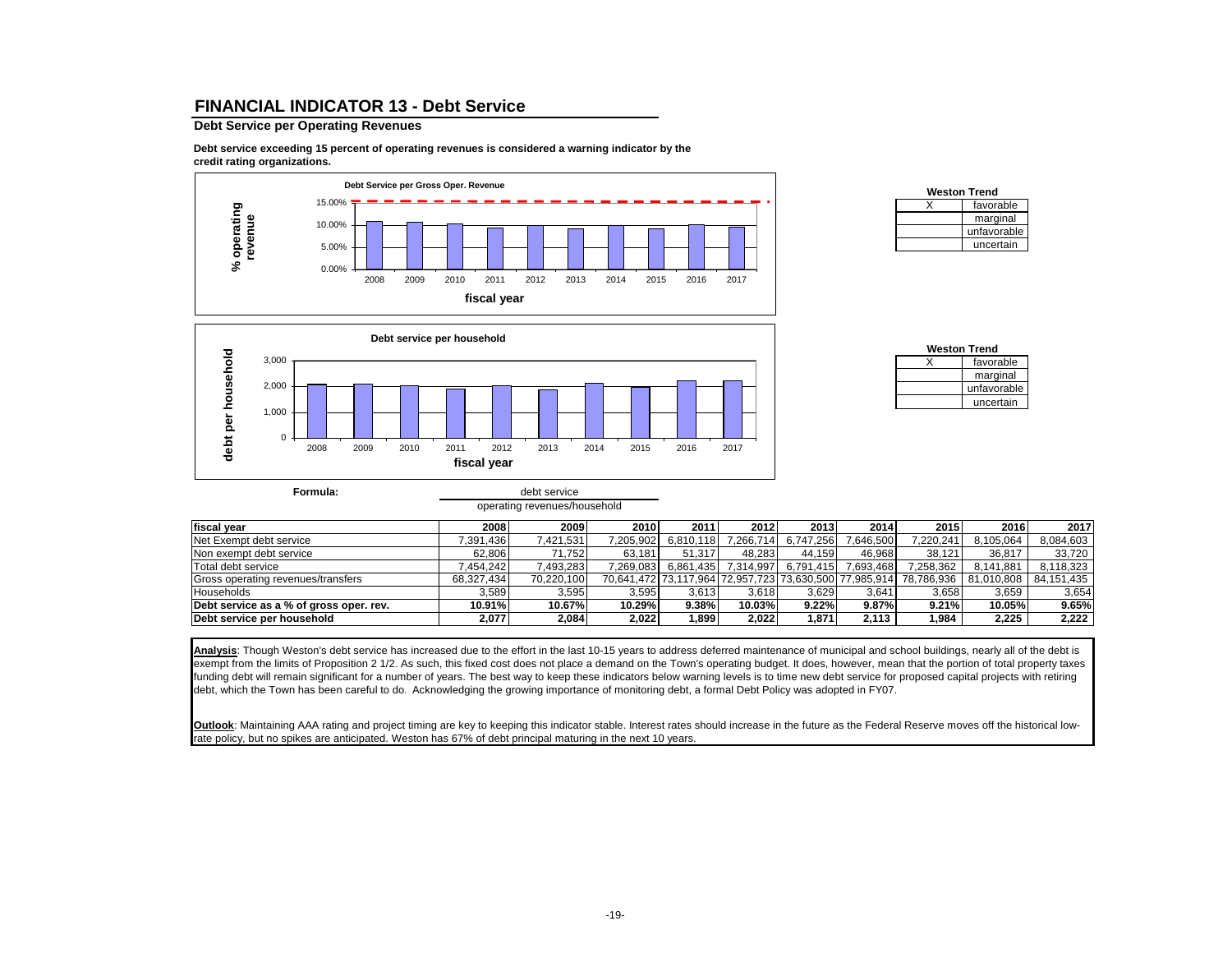## FINANCIAL INDICATOR 13 - Debt Service

**Debt Service per Operating Revenues**

**Debt service exceeding 15 percent of operating revenues is considered a warning indicator by the credit rating organizations.**

**Weston Trend**

| | |
|---|---|
| X | favorable |
| | marginal |
| | unfavorable |
| | uncertain |

**Weston Trend**

| | |
|---|---|
| X | favorable |
| | marginal |
| | unfavorable |
| | uncertain |

**Formula:** debt service / operating revenues/household

| fiscal year | 2008 | 2009 | 2010 | 2011 | 2012 | 2013 | 2014 | 2015 | 2016 | 2017 |
|---|---|---|---|---|---|---|---|---|---|---|
| Net Exempt debt service | 7,391,436 | 7,421,531 | 7,205,902 | 6,810,118 | 7,266,714 | 6,747,256 | 7,646,500 | 7,220,241 | 8,105,064 | 8,084,603 |
| Non exempt debt service | 62,806 | 71,752 | 63,181 | 51,317 | 48,283 | 44,159 | 46,968 | 38,121 | 36,817 | 33,720 |
| Total debt service | 7,454,242 | 7,493,283 | 7,269,083 | 6,861,435 | 7,314,997 | 6,791,415 | 7,693,468 | 7,258,362 | 8,141,881 | 8,118,323 |
| Gross operating revenues/transfers | 68,327,434 | 70,220,100 | 70,641,472 | 73,117,964 | 72,957,723 | 73,630,500 | 77,985,914 | 78,786,936 | 81,010,808 | 84,151,435 |
| Households | 3,589 | 3,595 | 3,595 | 3,613 | 3,618 | 3,629 | 3,641 | 3,658 | 3,659 | 3,654 |
| **Debt service as a % of gross oper. rev.** | **10.91%** | **10.67%** | **10.29%** | **9.38%** | **10.03%** | **9.22%** | **9.87%** | **9.21%** | **10.05%** | **9.65%** |
| **Debt service per household** | **2,077** | **2,084** | **2,022** | **1,899** | **2,022** | **1,871** | **2,113** | **1,984** | **2,225** | **2,222** |

**Analysis**: Though Weston's debt service has increased due to the effort in the last 10-15 years to address deferred maintenance of municipal and school buildings, nearly all of the debt is exempt from the limits of Proposition 2 1/2. As such, this fixed cost does not place a demand on the Town's operating budget. It does, however, mean that the portion of total property taxes funding debt will remain significant for a number of years. The best way to keep these indicators below warning levels is to time new debt service for proposed capital projects with retiring debt, which the Town has been careful to do. Acknowledging the growing importance of monitoring debt, a formal Debt Policy was adopted in FY07.

**Outlook**: Maintaining AAA rating and project timing are key to keeping this indicator stable. Interest rates should increase in the future as the Federal Reserve moves off the historical low-rate policy, but no spikes are anticipated. Weston has 67% of debt principal maturing in the next 10 years.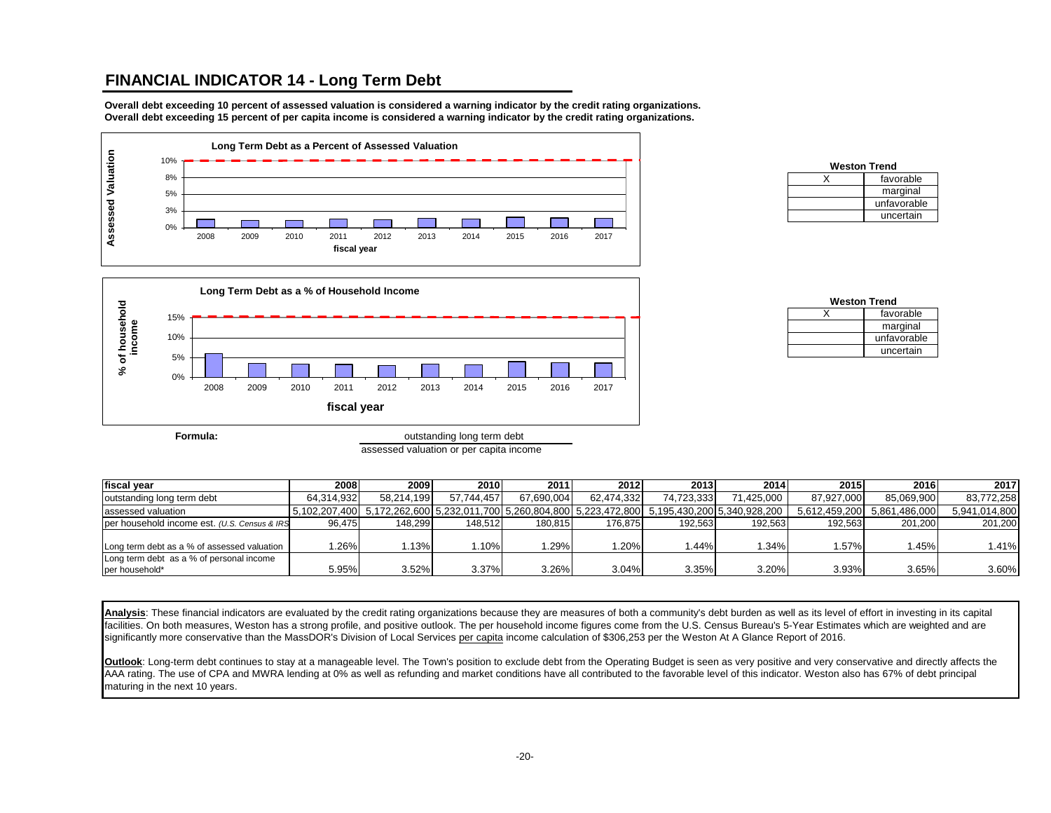# FINANCIAL INDICATOR 14 - Long Term Debt

**Overall debt exceeding 10 percent of assessed valuation is considered a warning indicator by the credit rating organizations.**
**Overall debt exceeding 15 percent of per capita income is considered a warning indicator by the credit rating organizations.**

**Long Term Debt as a Percent of Assessed Valuation**

| Weston Trend | |
|---|---|
| X | favorable |
| | marginal |
| | unfavorable |
| | uncertain |

**Long Term Debt as a % of Household Income**

| Weston Trend | |
|---|---|
| X | favorable |
| | marginal |
| | unfavorable |
| | uncertain |

**Formula:**

$$\frac{\text{outstanding long term debt}}{\text{assessed valuation or per capita income}}$$

| fiscal year | 2008 | 2009 | 2010 | 2011 | 2012 | 2013 | 2014 | 2015 | 2016 | 2017 |
|---|---|---|---|---|---|---|---|---|---|---|
| outstanding long term debt | 64,314,932 | 58,214,199 | 57,744,457 | 67,690,004 | 62,474,332 | 74,723,333 | 71,425,000 | 87,927,000 | 85,069,900 | 83,772,258 |
| assessed valuation | 5,102,207,400 | 5,172,262,600 | 5,232,011,700 | 5,260,804,800 | 5,223,472,800 | 5,195,430,200 | 5,340,928,200 | 5,612,459,200 | 5,861,486,000 | 5,941,014,800 |
| per household income est. *(U.S. Census & IRS* | 96,475 | 148,299 | 148,512 | 180,815 | 176,875 | 192,563 | 192,563 | 192,563 | 201,200 | 201,200 |
| Long term debt as a % of assessed valuation | 1.26% | 1.13% | 1.10% | 1.29% | 1.20% | 1.44% | 1.34% | 1.57% | 1.45% | 1.41% |
| Long term debt as a % of personal income per household* | 5.95% | 3.52% | 3.37% | 3.26% | 3.04% | 3.35% | 3.20% | 3.93% | 3.65% | 3.60% |

**Analysis**: These financial indicators are evaluated by the credit rating organizations because they are measures of both a community's debt burden as well as its level of effort in investing in its capital facilities. On both measures, Weston has a strong profile, and positive outlook. The per household income figures come from the U.S. Census Bureau's 5-Year Estimates which are weighted and are significantly more conservative than the MassDOR's Division of Local Services per capita income calculation of $306,253 per the Weston At A Glance Report of 2016.

**Outlook**: Long-term debt continues to stay at a manageable level. The Town's position to exclude debt from the Operating Budget is seen as very positive and very conservative and directly affects the AAA rating. The use of CPA and MWRA lending at 0% as well as refunding and market conditions have all contributed to the favorable level of this indicator. Weston also has 67% of debt principal maturing in the next 10 years.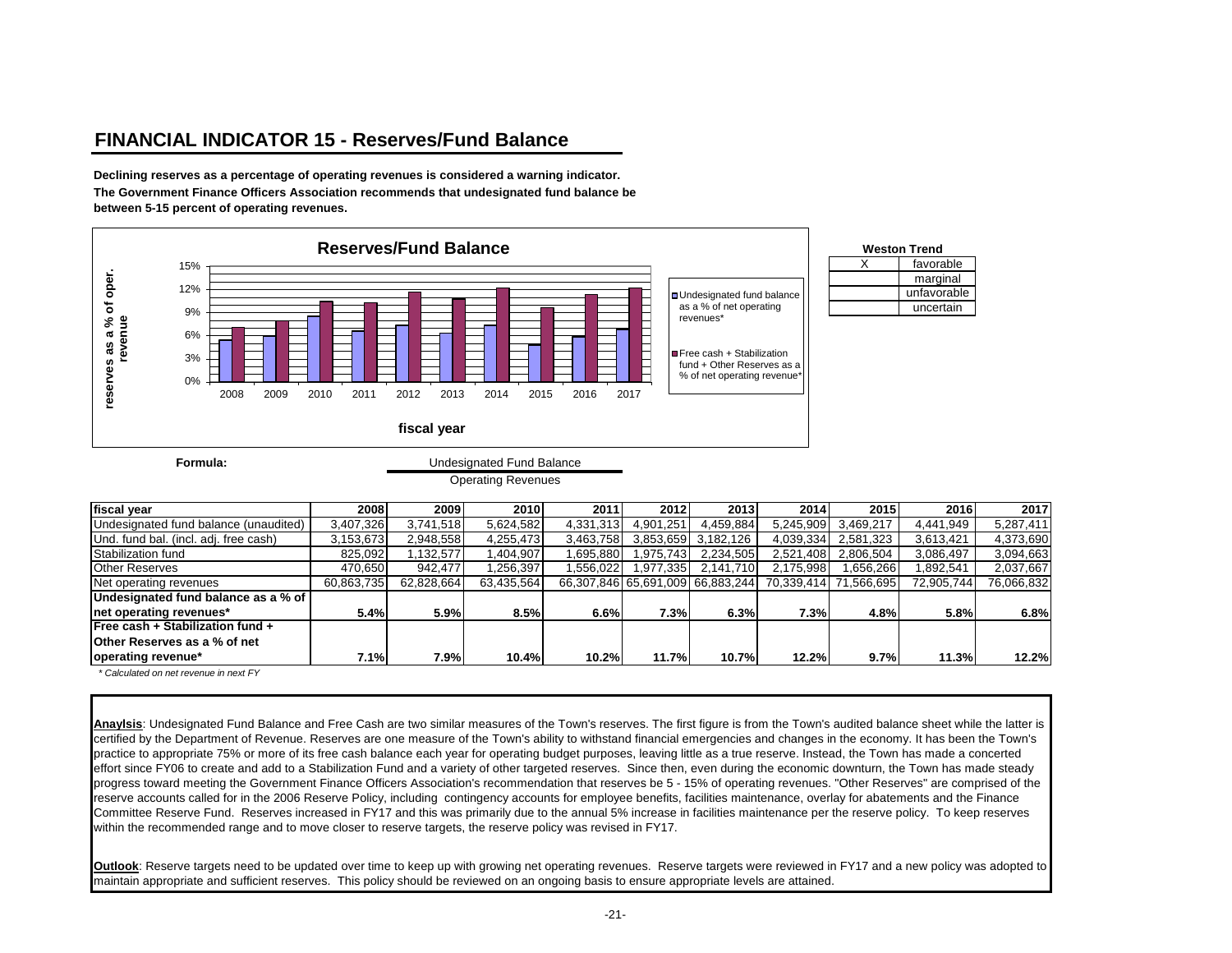## FINANCIAL INDICATOR 15 - Reserves/Fund Balance

**Declining reserves as a percentage of operating revenues is considered a warning indicator. The Government Finance Officers Association recommends that undesignated fund balance be between 5-15 percent of operating revenues.**

**Reserves/Fund Balance**

| Weston Trend | |
|---|---|
| X | favorable |
| | marginal |
| | unfavorable |
| | uncertain |

**Formula:** Undesignated Fund Balance / Operating Revenues

| fiscal year | 2008 | 2009 | 2010 | 2011 | 2012 | 2013 | 2014 | 2015 | 2016 | 2017 |
|---|---|---|---|---|---|---|---|---|---|---|
| Undesignated fund balance (unaudited) | 3,407,326 | 3,741,518 | 5,624,582 | 4,331,313 | 4,901,251 | 4,459,884 | 5,245,909 | 3,469,217 | 4,441,949 | 5,287,411 |
| Und. fund bal. (incl. adj. free cash) | 3,153,673 | 2,948,558 | 4,255,473 | 3,463,758 | 3,853,659 | 3,182,126 | 4,039,334 | 2,581,323 | 3,613,421 | 4,373,690 |
| Stabilization fund | 825,092 | 1,132,577 | 1,404,907 | 1,695,880 | 1,975,743 | 2,234,505 | 2,521,408 | 2,806,504 | 3,086,497 | 3,094,663 |
| Other Reserves | 470,650 | 942,477 | 1,256,397 | 1,556,022 | 1,977,335 | 2,141,710 | 2,175,998 | 1,656,266 | 1,892,541 | 2,037,667 |
| Net operating revenues | 60,863,735 | 62,828,664 | 63,435,564 | 66,307,846 | 65,691,009 | 66,883,244 | 70,339,414 | 71,566,695 | 72,905,744 | 76,066,832 |
| **Undesignated fund balance as a % of net operating revenues*** | **5.4%** | **5.9%** | **8.5%** | **6.6%** | **7.3%** | **6.3%** | **7.3%** | **4.8%** | **5.8%** | **6.8%** |
| **Free cash + Stabilization fund + Other Reserves as a % of net operating revenue*** | **7.1%** | **7.9%** | **10.4%** | **10.2%** | **11.7%** | **10.7%** | **12.2%** | **9.7%** | **11.3%** | **12.2%** |

*\* Calculated on net revenue in next FY*

**Anaylsis**: Undesignated Fund Balance and Free Cash are two similar measures of the Town's reserves. The first figure is from the Town's audited balance sheet while the latter is certified by the Department of Revenue. Reserves are one measure of the Town's ability to withstand financial emergencies and changes in the economy. It has been the Town's practice to appropriate 75% or more of its free cash balance each year for operating budget purposes, leaving little as a true reserve. Instead, the Town has made a concerted effort since FY06 to create and add to a Stabilization Fund and a variety of other targeted reserves. Since then, even during the economic downturn, the Town has made steady progress toward meeting the Government Finance Officers Association's recommendation that reserves be 5 - 15% of operating revenues. "Other Reserves" are comprised of the reserve accounts called for in the 2006 Reserve Policy, including contingency accounts for employee benefits, facilities maintenance, overlay for abatements and the Finance Committee Reserve Fund. Reserves increased in FY17 and this was primarily due to the annual 5% increase in facilities maintenance per the reserve policy. To keep reserves within the recommended range and to move closer to reserve targets, the reserve policy was revised in FY17.

**Outlook**: Reserve targets need to be updated over time to keep up with growing net operating revenues. Reserve targets were reviewed in FY17 and a new policy was adopted to maintain appropriate and sufficient reserves. This policy should be reviewed on an ongoing basis to ensure appropriate levels are attained.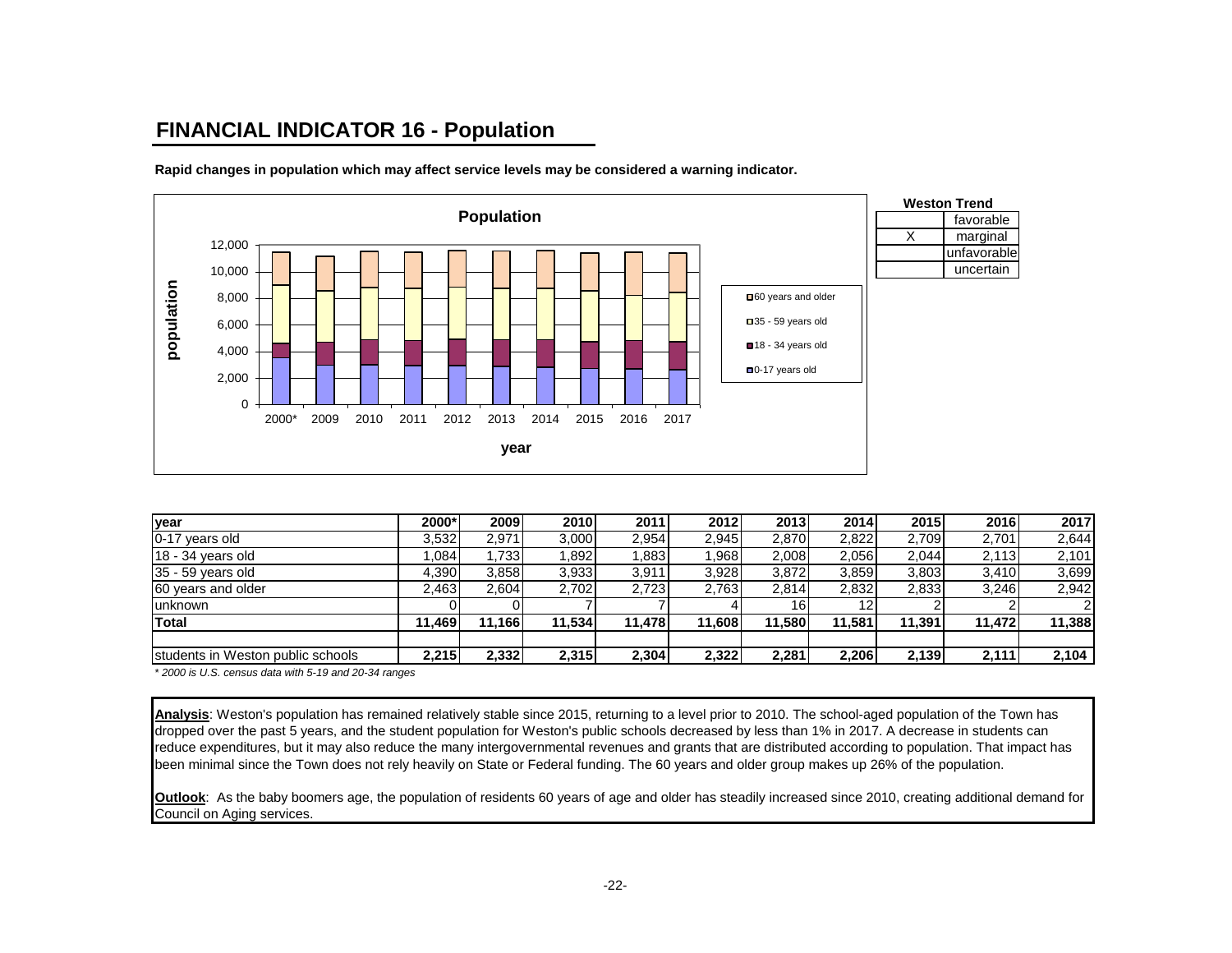# FINANCIAL INDICATOR 16 - Population

**Rapid changes in population which may affect service levels may be considered a warning indicator.**

**Weston Trend**

| | |
|---|---|
| | favorable |
| X | marginal |
| | unfavorable |
| | uncertain |

| year | 2000* | 2009 | 2010 | 2011 | 2012 | 2013 | 2014 | 2015 | 2016 | 2017 |
|---|---|---|---|---|---|---|---|---|---|---|
| 0-17 years old | 3,532 | 2,971 | 3,000 | 2,954 | 2,945 | 2,870 | 2,822 | 2,709 | 2,701 | 2,644 |
| 18 - 34 years old | 1,084 | 1,733 | 1,892 | 1,883 | 1,968 | 2,008 | 2,056 | 2,044 | 2,113 | 2,101 |
| 35 - 59 years old | 4,390 | 3,858 | 3,933 | 3,911 | 3,928 | 3,872 | 3,859 | 3,803 | 3,410 | 3,699 |
| 60 years and older | 2,463 | 2,604 | 2,702 | 2,723 | 2,763 | 2,814 | 2,832 | 2,833 | 3,246 | 2,942 |
| unknown | 0 | 0 | 7 | 7 | 4 | 16 | 12 | 2 | 2 | 2 |
| **Total** | **11,469** | **11,166** | **11,534** | **11,478** | **11,608** | **11,580** | **11,581** | **11,391** | **11,472** | **11,388** |
| | | | | | | | | | | |
| students in Weston public schools | **2,215** | **2,332** | **2,315** | **2,304** | **2,322** | **2,281** | **2,206** | **2,139** | **2,111** | **2,104** |

*\* 2000 is U.S. census data with 5-19 and 20-34 ranges*

**Analysis**: Weston's population has remained relatively stable since 2015, returning to a level prior to 2010. The school-aged population of the Town has dropped over the past 5 years, and the student population for Weston's public schools decreased by less than 1% in 2017. A decrease in students can reduce expenditures, but it may also reduce the many intergovernmental revenues and grants that are distributed according to population. That impact has been minimal since the Town does not rely heavily on State or Federal funding. The 60 years and older group makes up 26% of the population.

**Outlook**: As the baby boomers age, the population of residents 60 years of age and older has steadily increased since 2010, creating additional demand for Council on Aging services.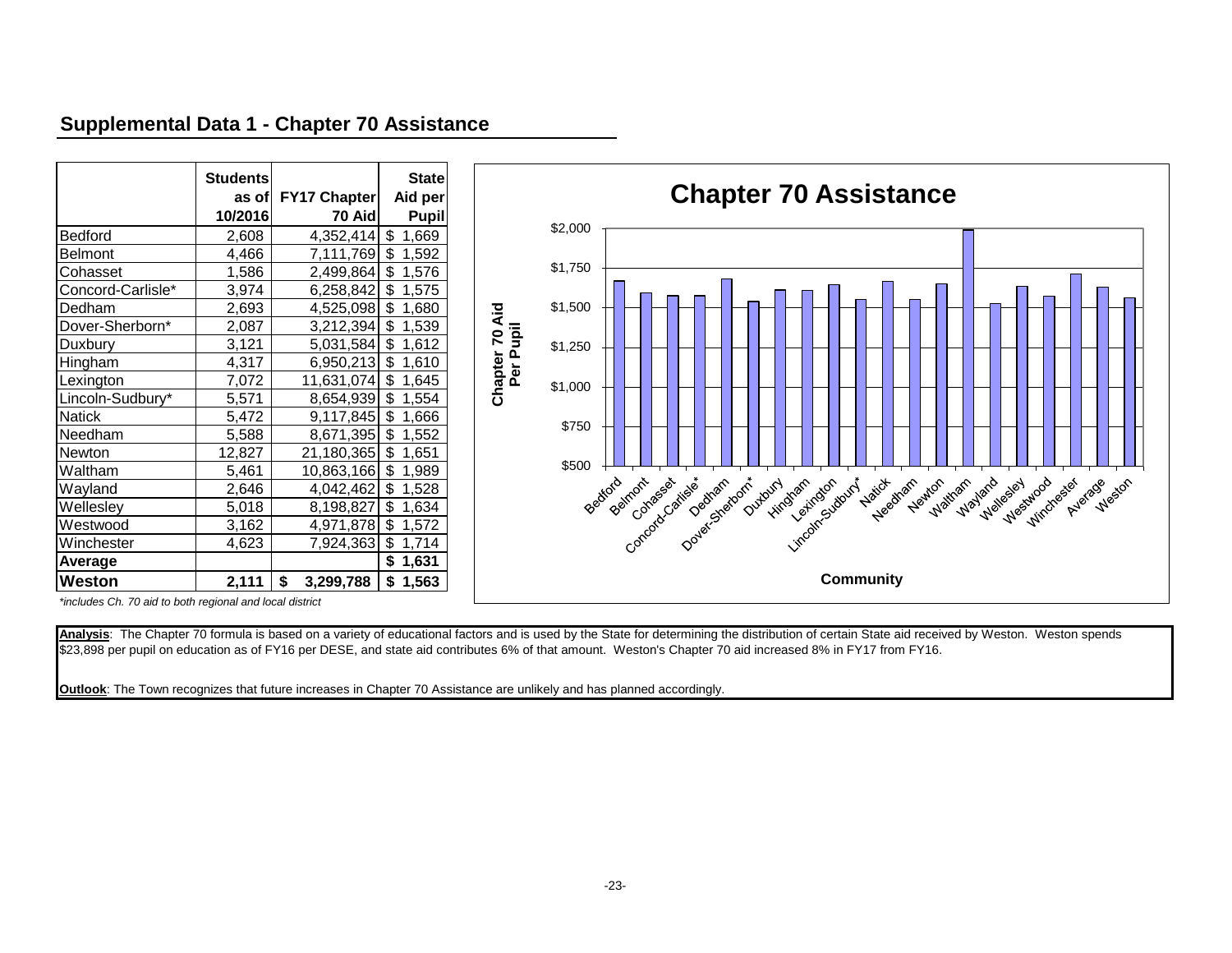## Supplemental Data 1 - Chapter 70 Assistance

| | Students as of 10/2016 | FY17 Chapter 70 Aid | State Aid per Pupil |
|---|---|---|---|
| Bedford | 2,608 | 4,352,414 | $ 1,669 |
| Belmont | 4,466 | 7,111,769 | $ 1,592 |
| Cohasset | 1,586 | 2,499,864 | $ 1,576 |
| Concord-Carlisle* | 3,974 | 6,258,842 | $ 1,575 |
| Dedham | 2,693 | 4,525,098 | $ 1,680 |
| Dover-Sherborn* | 2,087 | 3,212,394 | $ 1,539 |
| Duxbury | 3,121 | 5,031,584 | $ 1,612 |
| Hingham | 4,317 | 6,950,213 | $ 1,610 |
| Lexington | 7,072 | 11,631,074 | $ 1,645 |
| Lincoln-Sudbury* | 5,571 | 8,654,939 | $ 1,554 |
| Natick | 5,472 | 9,117,845 | $ 1,666 |
| Needham | 5,588 | 8,671,395 | $ 1,552 |
| Newton | 12,827 | 21,180,365 | $ 1,651 |
| Waltham | 5,461 | 10,863,166 | $ 1,989 |
| Wayland | 2,646 | 4,042,462 | $ 1,528 |
| Wellesley | 5,018 | 8,198,827 | $ 1,634 |
| Westwood | 3,162 | 4,971,878 | $ 1,572 |
| Winchester | 4,623 | 7,924,363 | $ 1,714 |
| **Average** | | | **$ 1,631** |
| **Weston** | **2,111** | **$ 3,299,788** | **$ 1,563** |

*includes Ch. 70 aid to both regional and local district*

**Chapter 70 Assistance**

Chapter 70 Aid Per Pupil (y-axis: $500 to $2,000); Community (x-axis): Bedford, Belmont, Cohasset, Concord-Carlisle*, Dedham, Dover-Sherborn*, Duxbury, Hingham, Lexington, Lincoln-Sudbury*, Natick, Needham, Newton, Waltham, Wayland, Wellesley, Westwood, Winchester, Average, Weston

**Analysis**: The Chapter 70 formula is based on a variety of educational factors and is used by the State for determining the distribution of certain State aid received by Weston. Weston spends $23,898 per pupil on education as of FY16 per DESE, and state aid contributes 6% of that amount. Weston's Chapter 70 aid increased 8% in FY17 from FY16.

**Outlook**: The Town recognizes that future increases in Chapter 70 Assistance are unlikely and has planned accordingly.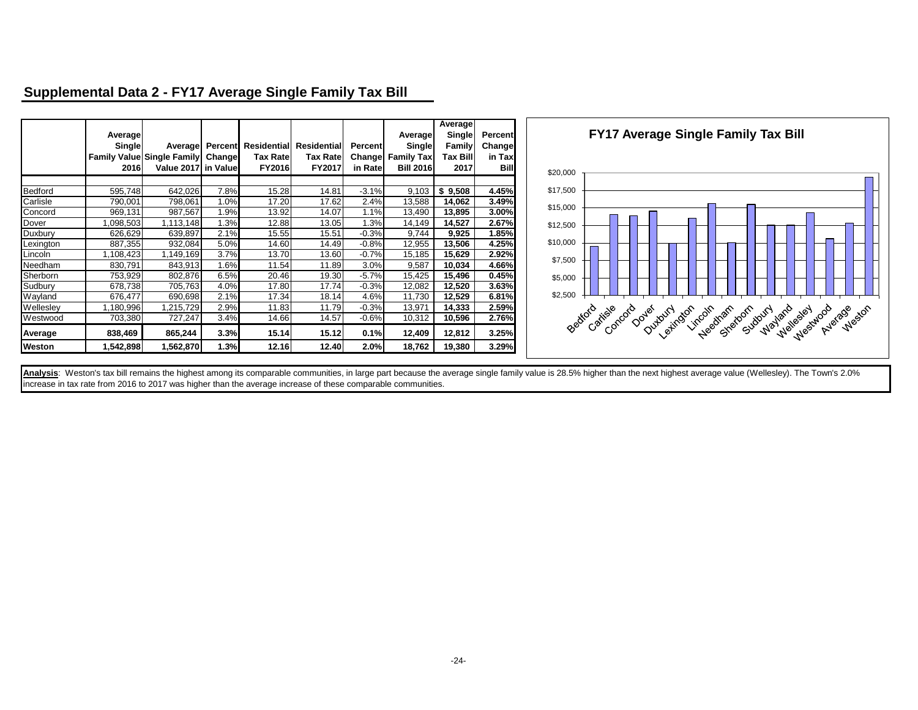## Supplemental Data 2 - FY17 Average Single Family Tax Bill

| | Average Single Family Value 2016 | Average Single Family Value 2017 | Percent Change in Value | Residential Tax Rate FY2016 | Residential Tax Rate FY2017 | Percent Change in Rate | Average Single Family Tax Bill 2016 | Average Single Family Tax Bill 2017 | Percent Change in Tax Bill |
|---|---|---|---|---|---|---|---|---|---|
| Bedford | 595,748 | 642,026 | 7.8% | 15.28 | 14.81 | -3.1% | 9,103 | **$ 9,508** | **4.45%** |
| Carlisle | 790,001 | 798,061 | 1.0% | 17.20 | 17.62 | 2.4% | 13,588 | **14,062** | **3.49%** |
| Concord | 969,131 | 987,567 | 1.9% | 13.92 | 14.07 | 1.1% | 13,490 | **13,895** | **3.00%** |
| Dover | 1,098,503 | 1,113,148 | 1.3% | 12.88 | 13.05 | 1.3% | 14,149 | **14,527** | **2.67%** |
| Duxbury | 626,629 | 639,897 | 2.1% | 15.55 | 15.51 | -0.3% | 9,744 | **9,925** | **1.85%** |
| Lexington | 887,355 | 932,084 | 5.0% | 14.60 | 14.49 | -0.8% | 12,955 | **13,506** | **4.25%** |
| Lincoln | 1,108,423 | 1,149,169 | 3.7% | 13.70 | 13.60 | -0.7% | 15,185 | **15,629** | **2.92%** |
| Needham | 830,791 | 843,913 | 1.6% | 11.54 | 11.89 | 3.0% | 9,587 | **10,034** | **4.66%** |
| Sherborn | 753,929 | 802,876 | 6.5% | 20.46 | 19.30 | -5.7% | 15,425 | **15,496** | **0.45%** |
| Sudbury | 678,738 | 705,763 | 4.0% | 17.80 | 17.74 | -0.3% | 12,082 | **12,520** | **3.63%** |
| Wayland | 676,477 | 690,698 | 2.1% | 17.34 | 18.14 | 4.6% | 11,730 | **12,529** | **6.81%** |
| Wellesley | 1,180,996 | 1,215,729 | 2.9% | 11.83 | 11.79 | -0.3% | 13,971 | **14,333** | **2.59%** |
| Westwood | 703,380 | 727,247 | 3.4% | 14.66 | 14.57 | -0.6% | 10,312 | **10,596** | **2.76%** |
| **Average** | **838,469** | **865,244** | **3.3%** | **15.14** | **15.12** | **0.1%** | **12,409** | **12,812** | **3.25%** |
| **Weston** | **1,542,898** | **1,562,870** | **1.3%** | **12.16** | **12.40** | **2.0%** | **18,762** | **19,380** | **3.29%** |

**FY17 Average Single Family Tax Bill**

**Analysis**: Weston's tax bill remains the highest among its comparable communities, in large part because the average single family value is 28.5% higher than the next highest average value (Wellesley). The Town's 2.0% increase in tax rate from 2016 to 2017 was higher than the average increase of these comparable communities.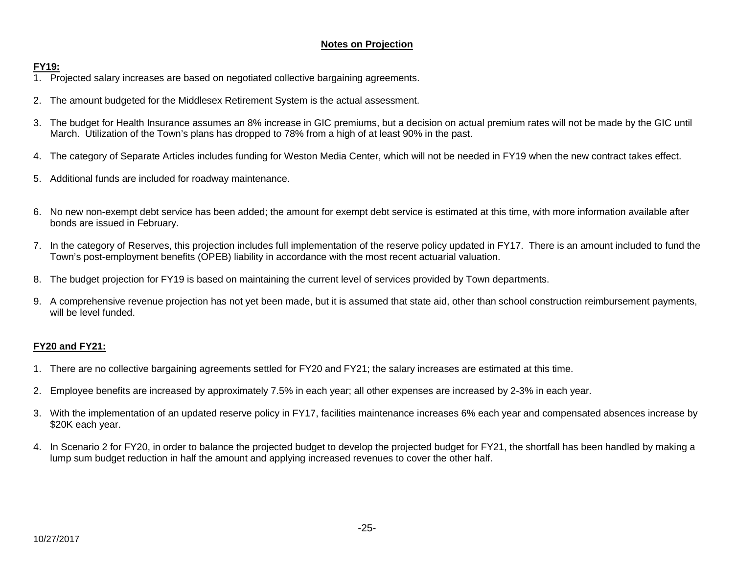## Notes on Projection

**FY19:**

1. Projected salary increases are based on negotiated collective bargaining agreements.

2. The amount budgeted for the Middlesex Retirement System is the actual assessment.

3. The budget for Health Insurance assumes an 8% increase in GIC premiums, but a decision on actual premium rates will not be made by the GIC until March. Utilization of the Town's plans has dropped to 78% from a high of at least 90% in the past.

4. The category of Separate Articles includes funding for Weston Media Center, which will not be needed in FY19 when the new contract takes effect.

5. Additional funds are included for roadway maintenance.

6. No new non-exempt debt service has been added; the amount for exempt debt service is estimated at this time, with more information available after bonds are issued in February.

7. In the category of Reserves, this projection includes full implementation of the reserve policy updated in FY17. There is an amount included to fund the Town's post-employment benefits (OPEB) liability in accordance with the most recent actuarial valuation.

8. The budget projection for FY19 is based on maintaining the current level of services provided by Town departments.

9. A comprehensive revenue projection has not yet been made, but it is assumed that state aid, other than school construction reimbursement payments, will be level funded.

**FY20 and FY21:**

1. There are no collective bargaining agreements settled for FY20 and FY21; the salary increases are estimated at this time.

2. Employee benefits are increased by approximately 7.5% in each year; all other expenses are increased by 2-3% in each year.

3. With the implementation of an updated reserve policy in FY17, facilities maintenance increases 6% each year and compensated absences increase by \$20K each year.

4. In Scenario 2 for FY20, in order to balance the projected budget to develop the projected budget for FY21, the shortfall has been handled by making a lump sum budget reduction in half the amount and applying increased revenues to cover the other half.

10/27/2017